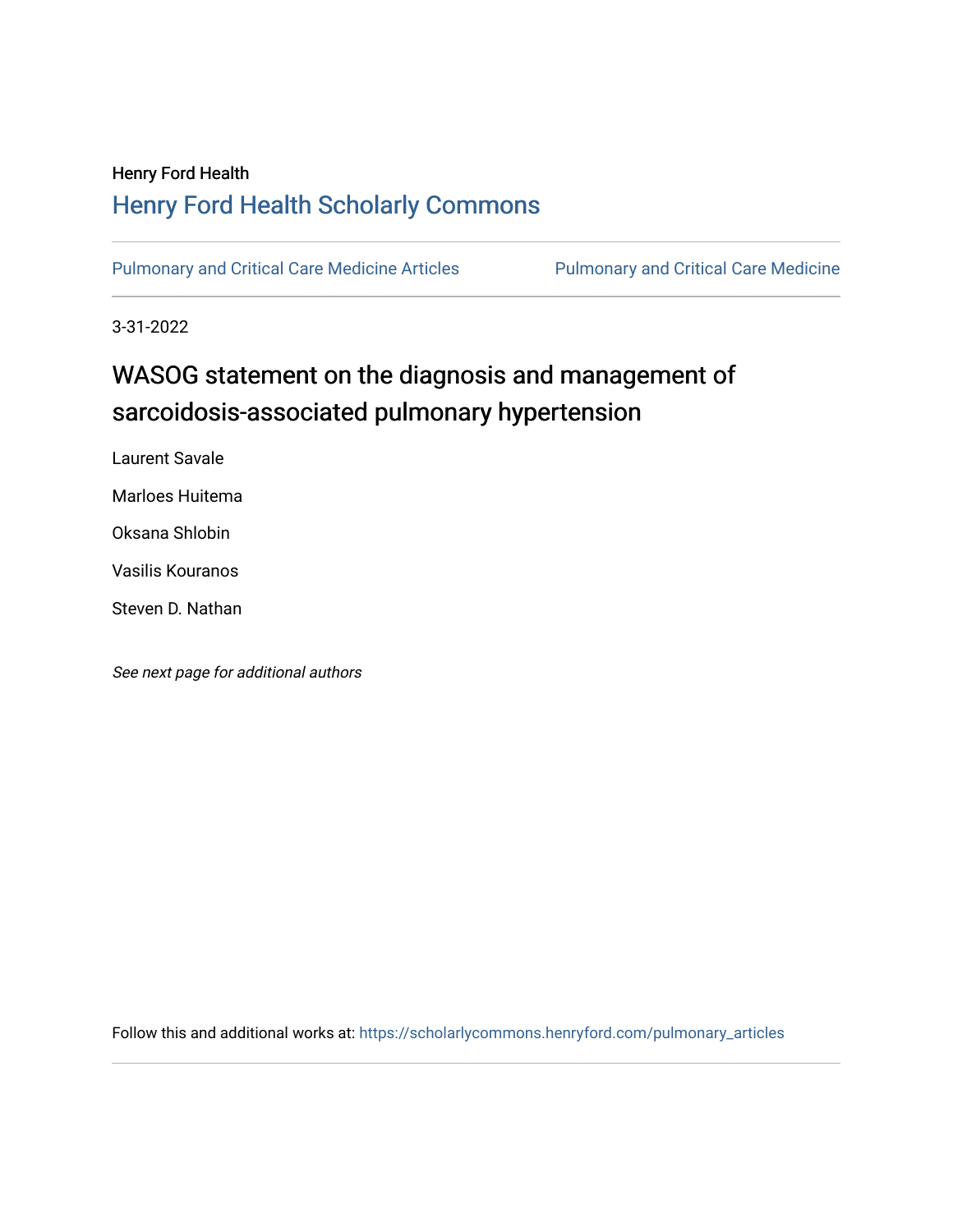Henry Ford Health

## Henry Ford Health Scholarly Commons

Pulmonary and Critical Care Medicine Articles | Pulmonary and Critical Care Medicine

3-31-2022

# WASOG statement on the diagnosis and management of sarcoidosis-associated pulmonary hypertension

Laurent Savale

Marloes Huitema

Oksana Shlobin

Vasilis Kouranos

Steven D. Nathan

*See next page for additional authors*

Follow this and additional works at: https://scholarlycommons.henryford.com/pulmonary_articles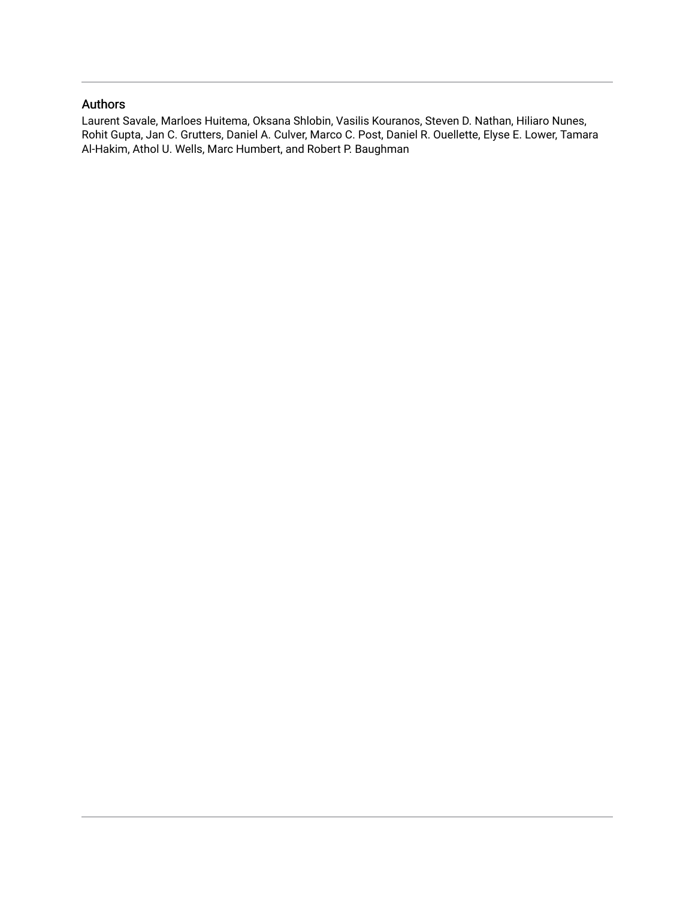## Authors

Laurent Savale, Marloes Huitema, Oksana Shlobin, Vasilis Kouranos, Steven D. Nathan, Hiliaro Nunes, Rohit Gupta, Jan C. Grutters, Daniel A. Culver, Marco C. Post, Daniel R. Ouellette, Elyse E. Lower, Tamara Al-Hakim, Athol U. Wells, Marc Humbert, and Robert P. Baughman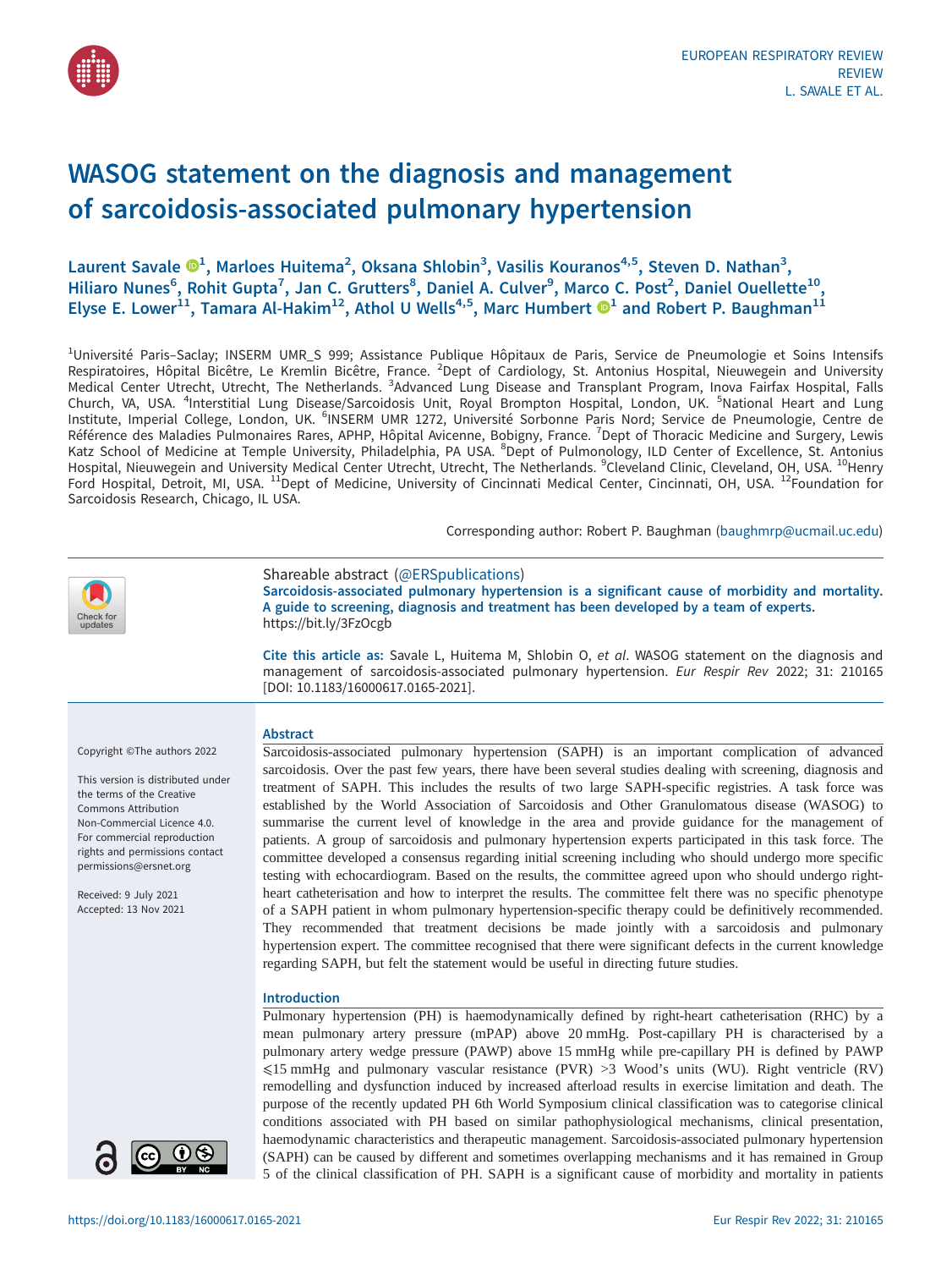# WASOG statement on the diagnosis and management of sarcoidosis-associated pulmonary hypertension

**Laurent Savale**[1], **Marloes Huitema**[2], **Oksana Shlobin**[3], **Vasilis Kouranos**[4,5], **Steven D. Nathan**[3], **Hiliaro Nunes**[6], **Rohit Gupta**[7], **Jan C. Grutters**[8], **Daniel A. Culver**[9], **Marco C. Post**[2], **Daniel Ouellette**[10], **Elyse E. Lower**[11], **Tamara Al-Hakim**[12], **Athol U Wells**[4,5], **Marc Humbert**[1] and **Robert P. Baughman**[11]

[1]Université Paris–Saclay; INSERM UMR_S 999; Assistance Publique Hôpitaux de Paris, Service de Pneumologie et Soins Intensifs Respiratoires, Hôpital Bicêtre, Le Kremlin Bicêtre, France. [2]Dept of Cardiology, St. Antonius Hospital, Nieuwegein and University Medical Center Utrecht, Utrecht, The Netherlands. [3]Advanced Lung Disease and Transplant Program, Inova Fairfax Hospital, Falls Church, VA, USA. [4]Interstitial Lung Disease/Sarcoidosis Unit, Royal Brompton Hospital, London, UK. [5]National Heart and Lung Institute, Imperial College, London, UK. [6]INSERM UMR 1272, Université Sorbonne Paris Nord; Service de Pneumologie, Centre de Référence des Maladies Pulmonaires Rares, APHP, Hôpital Avicenne, Bobigny, France. [7]Dept of Thoracic Medicine and Surgery, Lewis Katz School of Medicine at Temple University, Philadelphia, PA USA. [8]Dept of Pulmonology, ILD Center of Excellence, St. Antonius Hospital, Nieuwegein and University Medical Center Utrecht, Utrecht, The Netherlands. [9]Cleveland Clinic, Cleveland, OH, USA. [10]Henry Ford Hospital, Detroit, MI, USA. [11]Dept of Medicine, University of Cincinnati Medical Center, Cincinnati, OH, USA. [12]Foundation for Sarcoidosis Research, Chicago, IL USA.

Corresponding author: Robert P. Baughman (baughmrp@ucmail.uc.edu)

Shareable abstract (@ERSpublications)
**Sarcoidosis-associated pulmonary hypertension is a significant cause of morbidity and mortality. A guide to screening, diagnosis and treatment has been developed by a team of experts.** https://bit.ly/3FzOcgb

**Cite this article as:** Savale L, Huitema M, Shlobin O, *et al*. WASOG statement on the diagnosis and management of sarcoidosis-associated pulmonary hypertension. *Eur Respir Rev* 2022; 31: 210165 [DOI: 10.1183/16000617.0165-2021].

Copyright ©The authors 2022

This version is distributed under the terms of the Creative Commons Attribution Non-Commercial Licence 4.0. For commercial reproduction rights and permissions contact permissions@ersnet.org

Received: 9 July 2021
Accepted: 13 Nov 2021

## Abstract

Sarcoidosis-associated pulmonary hypertension (SAPH) is an important complication of advanced sarcoidosis. Over the past few years, there have been several studies dealing with screening, diagnosis and treatment of SAPH. This includes the results of two large SAPH-specific registries. A task force was established by the World Association of Sarcoidosis and Other Granulomatous disease (WASOG) to summarise the current level of knowledge in the area and provide guidance for the management of patients. A group of sarcoidosis and pulmonary hypertension experts participated in this task force. The committee developed a consensus regarding initial screening including who should undergo more specific testing with echocardiogram. Based on the results, the committee agreed upon who should undergo right-heart catheterisation and how to interpret the results. The committee felt there was no specific phenotype of a SAPH patient in whom pulmonary hypertension-specific therapy could be definitively recommended. They recommended that treatment decisions be made jointly with a sarcoidosis and pulmonary hypertension expert. The committee recognised that there were significant defects in the current knowledge regarding SAPH, but felt the statement would be useful in directing future studies.

## Introduction

Pulmonary hypertension (PH) is haemodynamically defined by right-heart catheterisation (RHC) by a mean pulmonary artery pressure (mPAP) above 20 mmHg. Post-capillary PH is characterised by a pulmonary artery wedge pressure (PAWP) above 15 mmHg while pre-capillary PH is defined by PAWP ⩽15 mmHg and pulmonary vascular resistance (PVR) >3 Wood's units (WU). Right ventricle (RV) remodelling and dysfunction induced by increased afterload results in exercise limitation and death. The purpose of the recently updated PH 6th World Symposium clinical classification was to categorise clinical conditions associated with PH based on similar pathophysiological mechanisms, clinical presentation, haemodynamic characteristics and therapeutic management. Sarcoidosis-associated pulmonary hypertension (SAPH) can be caused by different and sometimes overlapping mechanisms and it has remained in Group 5 of the clinical classification of PH. SAPH is a significant cause of morbidity and mortality in patients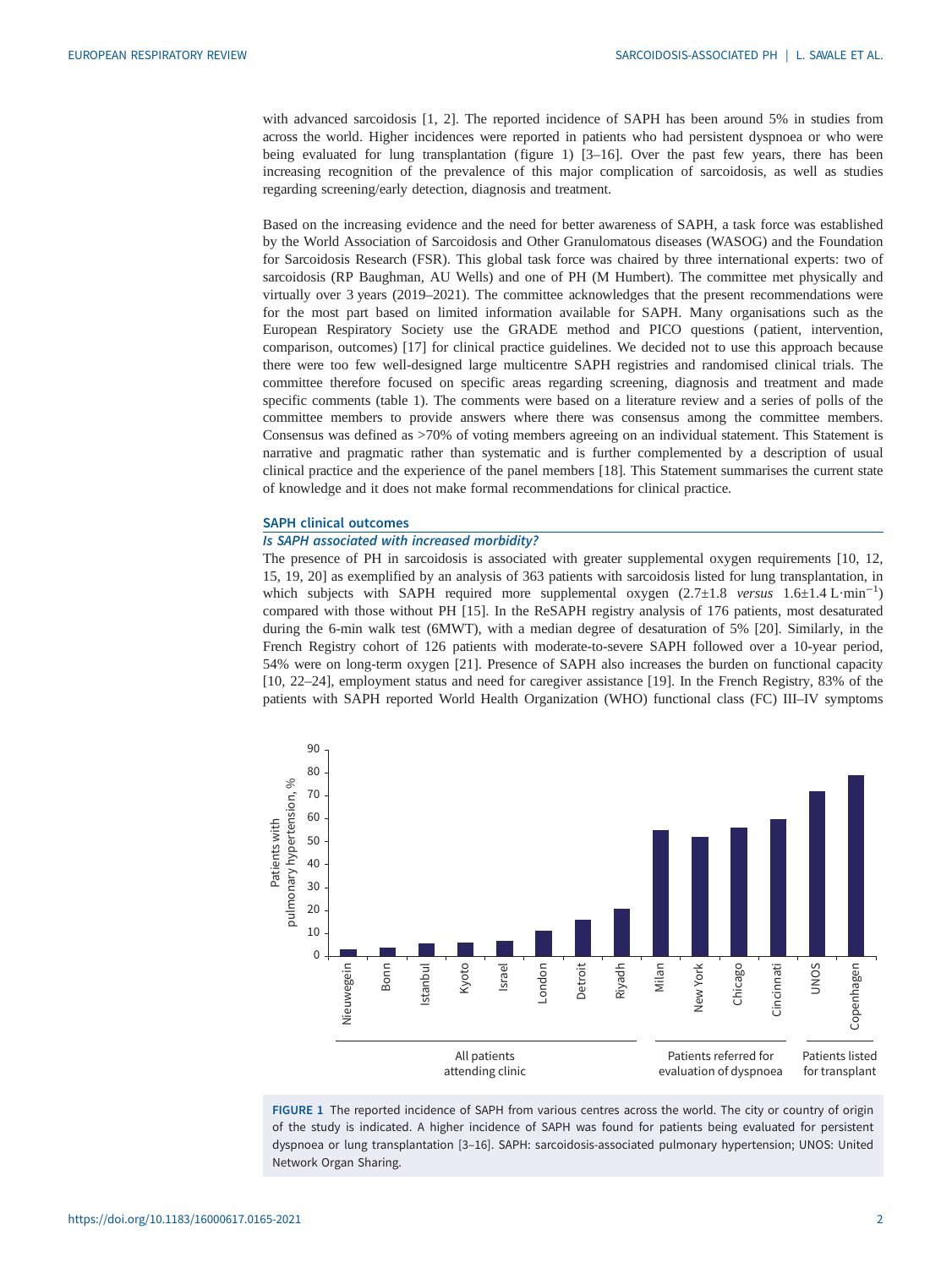with advanced sarcoidosis [1, 2]. The reported incidence of SAPH has been around 5% in studies from across the world. Higher incidences were reported in patients who had persistent dyspnoea or who were being evaluated for lung transplantation (figure 1) [3–16]. Over the past few years, there has been increasing recognition of the prevalence of this major complication of sarcoidosis, as well as studies regarding screening/early detection, diagnosis and treatment.

Based on the increasing evidence and the need for better awareness of SAPH, a task force was established by the World Association of Sarcoidosis and Other Granulomatous diseases (WASOG) and the Foundation for Sarcoidosis Research (FSR). This global task force was chaired by three international experts: two of sarcoidosis (RP Baughman, AU Wells) and one of PH (M Humbert). The committee met physically and virtually over 3 years (2019–2021). The committee acknowledges that the present recommendations were for the most part based on limited information available for SAPH. Many organisations such as the European Respiratory Society use the GRADE method and PICO questions (patient, intervention, comparison, outcomes) [17] for clinical practice guidelines. We decided not to use this approach because there were too few well-designed large multicentre SAPH registries and randomised clinical trials. The committee therefore focused on specific areas regarding screening, diagnosis and treatment and made specific comments (table 1). The comments were based on a literature review and a series of polls of the committee members to provide answers where there was consensus among the committee members. Consensus was defined as >70% of voting members agreeing on an individual statement. This Statement is narrative and pragmatic rather than systematic and is further complemented by a description of usual clinical practice and the experience of the panel members [18]. This Statement summarises the current state of knowledge and it does not make formal recommendations for clinical practice.

## SAPH clinical outcomes

### *Is SAPH associated with increased morbidity?*

The presence of PH in sarcoidosis is associated with greater supplemental oxygen requirements [10, 12, 15, 19, 20] as exemplified by an analysis of 363 patients with sarcoidosis listed for lung transplantation, in which subjects with SAPH required more supplemental oxygen (2.7±1.8 *versus* 1.6±1.4 $L \cdot min^{-1}$) compared with those without PH [15]. In the ReSAPH registry analysis of 176 patients, most desaturated during the 6-min walk test (6MWT), with a median degree of desaturation of 5% [20]. Similarly, in the French Registry cohort of 126 patients with moderate-to-severe SAPH followed over a 10-year period, 54% were on long-term oxygen [21]. Presence of SAPH also increases the burden on functional capacity [10, 22–24], employment status and need for caregiver assistance [19]. In the French Registry, 83% of the patients with SAPH reported World Health Organization (WHO) functional class (FC) III–IV symptoms

| Group | Centre | Patients with pulmonary hypertension, % (approx.) |
|---|---|---|
| All patients attending clinic | Nieuwegein | 3 |
| | Bonn | 4 |
| | Istanbul | 6 |
| | Kyoto | 6 |
| | Israel | 7 |
| | London | 11 |
| | Detroit | 16 |
| | Riyadh | 21 |
| Patients referred for evaluation of dyspnoea | Milan | 55 |
| | New York | 52 |
| | Chicago | 56 |
| | Cincinnati | 60 |
| Patients listed for transplant | UNOS | 72 |
| | Copenhagen | 79 |

FIGURE 1 The reported incidence of SAPH from various centres across the world. The city or country of origin of the study is indicated. A higher incidence of SAPH was found for patients being evaluated for persistent dyspnoea or lung transplantation [3–16]. SAPH: sarcoidosis-associated pulmonary hypertension; UNOS: United Network Organ Sharing.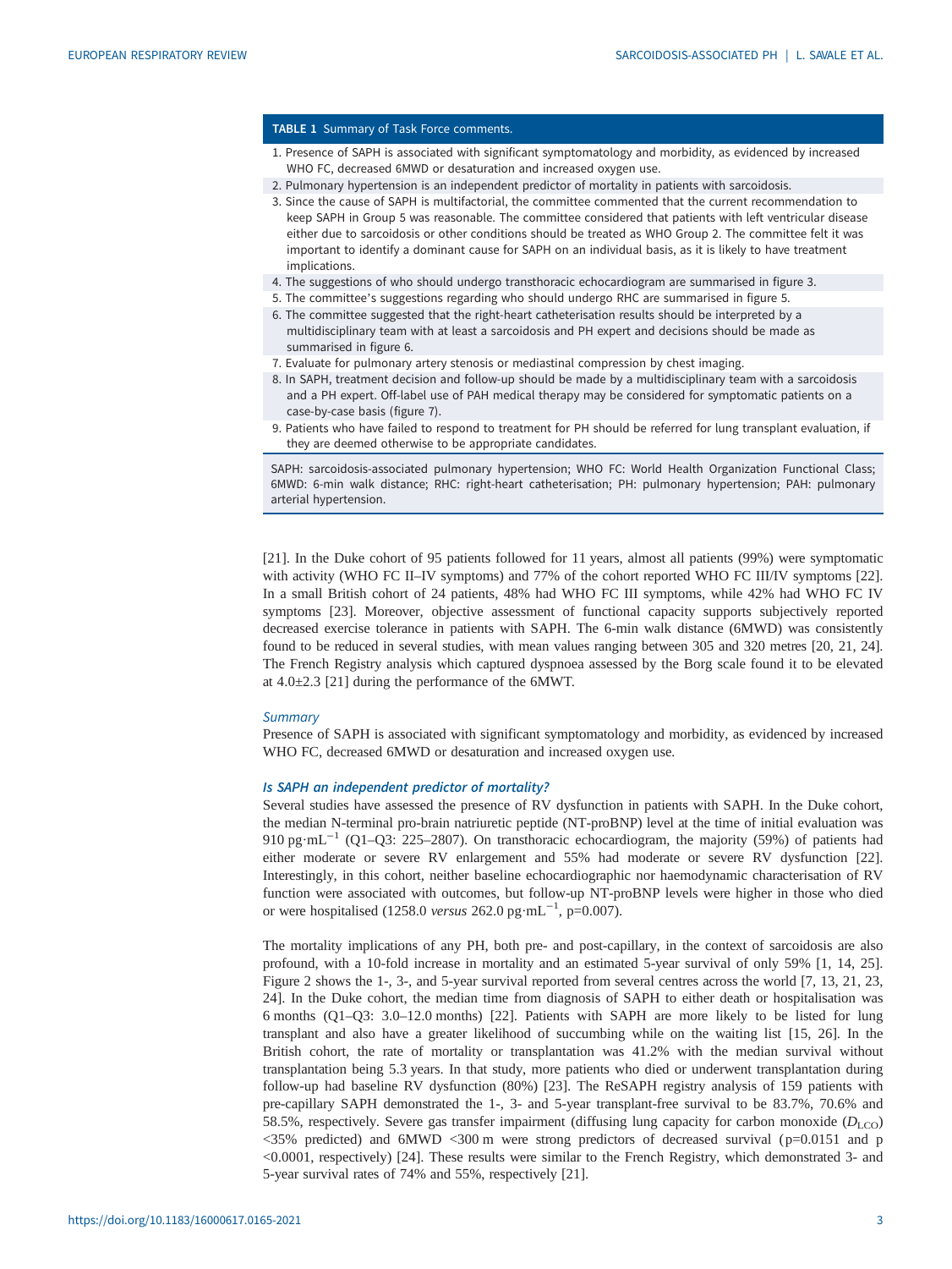**TABLE 1** Summary of Task Force comments.

| |
|---|
| 1. Presence of SAPH is associated with significant symptomatology and morbidity, as evidenced by increased WHO FC, decreased 6MWD or desaturation and increased oxygen use. |
| 2. Pulmonary hypertension is an independent predictor of mortality in patients with sarcoidosis. |
| 3. Since the cause of SAPH is multifactorial, the committee commented that the current recommendation to keep SAPH in Group 5 was reasonable. The committee considered that patients with left ventricular disease either due to sarcoidosis or other conditions should be treated as WHO Group 2. The committee felt it was important to identify a dominant cause for SAPH on an individual basis, as it is likely to have treatment implications. |
| 4. The suggestions of who should undergo transthoracic echocardiogram are summarised in figure 3. |
| 5. The committee's suggestions regarding who should undergo RHC are summarised in figure 5. |
| 6. The committee suggested that the right-heart catheterisation results should be interpreted by a multidisciplinary team with at least a sarcoidosis and PH expert and decisions should be made as summarised in figure 6. |
| 7. Evaluate for pulmonary artery stenosis or mediastinal compression by chest imaging. |
| 8. In SAPH, treatment decision and follow-up should be made by a multidisciplinary team with a sarcoidosis and a PH expert. Off-label use of PAH medical therapy may be considered for symptomatic patients on a case-by-case basis (figure 7). |
| 9. Patients who have failed to respond to treatment for PH should be referred for lung transplant evaluation, if they are deemed otherwise to be appropriate candidates. |

SAPH: sarcoidosis-associated pulmonary hypertension; WHO FC: World Health Organization Functional Class; 6MWD: 6-min walk distance; RHC: right-heart catheterisation; PH: pulmonary hypertension; PAH: pulmonary arterial hypertension.

[21]. In the Duke cohort of 95 patients followed for 11 years, almost all patients (99%) were symptomatic with activity (WHO FC II–IV symptoms) and 77% of the cohort reported WHO FC III/IV symptoms [22]. In a small British cohort of 24 patients, 48% had WHO FC III symptoms, while 42% had WHO FC IV symptoms [23]. Moreover, objective assessment of functional capacity supports subjectively reported decreased exercise tolerance in patients with SAPH. The 6-min walk distance (6MWD) was consistently found to be reduced in several studies, with mean values ranging between 305 and 320 metres [20, 21, 24]. The French Registry analysis which captured dyspnoea assessed by the Borg scale found it to be elevated at 4.0±2.3 [21] during the performance of the 6MWT.

### *Summary*

Presence of SAPH is associated with significant symptomatology and morbidity, as evidenced by increased WHO FC, decreased 6MWD or desaturation and increased oxygen use.

### *Is SAPH an independent predictor of mortality?*

Several studies have assessed the presence of RV dysfunction in patients with SAPH. In the Duke cohort, the median N-terminal pro-brain natriuretic peptide (NT-proBNP) level at the time of initial evaluation was 910 $pg \cdot mL^{-1}$ (Q1–Q3: 225–2807). On transthoracic echocardiogram, the majority (59%) of patients had either moderate or severe RV enlargement and 55% had moderate or severe RV dysfunction [22]. Interestingly, in this cohort, neither baseline echocardiographic nor haemodynamic characterisation of RV function were associated with outcomes, but follow-up NT-proBNP levels were higher in those who died or were hospitalised (1258.0 *versus* 262.0 $pg \cdot mL^{-1}$, p=0.007).

The mortality implications of any PH, both pre- and post-capillary, in the context of sarcoidosis are also profound, with a 10-fold increase in mortality and an estimated 5-year survival of only 59% [1, 14, 25]. Figure 2 shows the 1-, 3-, and 5-year survival reported from several centres across the world [7, 13, 21, 23, 24]. In the Duke cohort, the median time from diagnosis of SAPH to either death or hospitalisation was 6 months (Q1–Q3: 3.0–12.0 months) [22]. Patients with SAPH are more likely to be listed for lung transplant and also have a greater likelihood of succumbing while on the waiting list [15, 26]. In the British cohort, the rate of mortality or transplantation was 41.2% with the median survival without transplantation being 5.3 years. In that study, more patients who died or underwent transplantation during follow-up had baseline RV dysfunction (80%) [23]. The ReSAPH registry analysis of 159 patients with pre-capillary SAPH demonstrated the 1-, 3- and 5-year transplant-free survival to be 83.7%, 70.6% and 58.5%, respectively. Severe gas transfer impairment (diffusing lung capacity for carbon monoxide ($D_{LCO}$) <35% predicted) and 6MWD <300 m were strong predictors of decreased survival (p=0.0151 and p <0.0001, respectively) [24]. These results were similar to the French Registry, which demonstrated 3- and 5-year survival rates of 74% and 55%, respectively [21].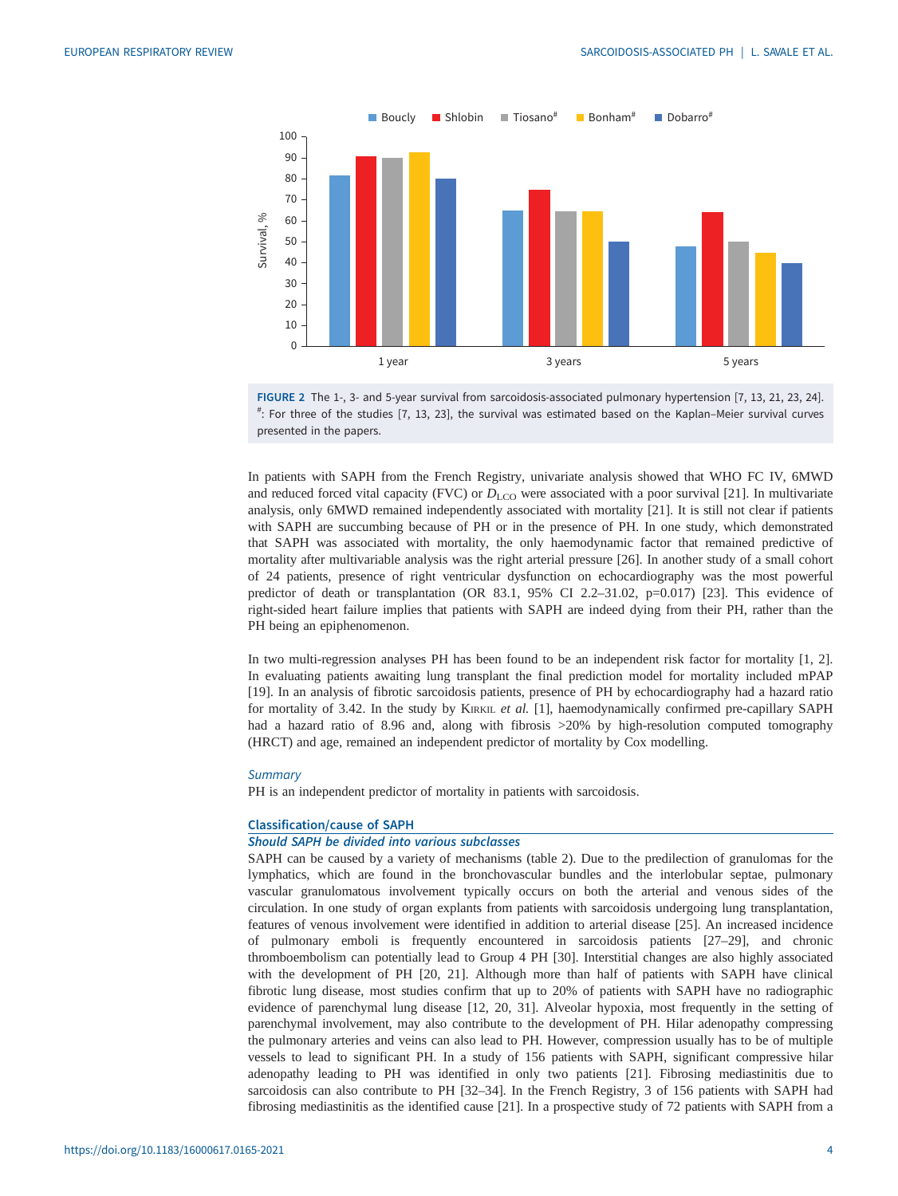FIGURE 2 The 1-, 3- and 5-year survival from sarcoidosis-associated pulmonary hypertension [7, 13, 21, 23, 24]. #: For three of the studies [7, 13, 23], the survival was estimated based on the Kaplan–Meier survival curves presented in the papers.

In patients with SAPH from the French Registry, univariate analysis showed that WHO FC IV, 6MWD and reduced forced vital capacity (FVC) or $D_{LCO}$ were associated with a poor survival [21]. In multivariate analysis, only 6MWD remained independently associated with mortality [21]. It is still not clear if patients with SAPH are succumbing because of PH or in the presence of PH. In one study, which demonstrated that SAPH was associated with mortality, the only haemodynamic factor that remained predictive of mortality after multivariable analysis was the right arterial pressure [26]. In another study of a small cohort of 24 patients, presence of right ventricular dysfunction on echocardiography was the most powerful predictor of death or transplantation (OR 83.1, 95% CI 2.2–31.02, p=0.017) [23]. This evidence of right-sided heart failure implies that patients with SAPH are indeed dying from their PH, rather than the PH being an epiphenomenon.

In two multi-regression analyses PH has been found to be an independent risk factor for mortality [1, 2]. In evaluating patients awaiting lung transplant the final prediction model for mortality included mPAP [19]. In an analysis of fibrotic sarcoidosis patients, presence of PH by echocardiography had a hazard ratio for mortality of 3.42. In the study by Kirkil *et al.* [1], haemodynamically confirmed pre-capillary SAPH had a hazard ratio of 8.96 and, along with fibrosis >20% by high-resolution computed tomography (HRCT) and age, remained an independent predictor of mortality by Cox modelling.

*Summary*

PH is an independent predictor of mortality in patients with sarcoidosis.

## Classification/cause of SAPH

### *Should SAPH be divided into various subclasses*

SAPH can be caused by a variety of mechanisms (table 2). Due to the predilection of granulomas for the lymphatics, which are found in the bronchovascular bundles and the interlobular septae, pulmonary vascular granulomatous involvement typically occurs on both the arterial and venous sides of the circulation. In one study of organ explants from patients with sarcoidosis undergoing lung transplantation, features of venous involvement were identified in addition to arterial disease [25]. An increased incidence of pulmonary emboli is frequently encountered in sarcoidosis patients [27–29], and chronic thromboembolism can potentially lead to Group 4 PH [30]. Interstitial changes are also highly associated with the development of PH [20, 21]. Although more than half of patients with SAPH have clinical fibrotic lung disease, most studies confirm that up to 20% of patients with SAPH have no radiographic evidence of parenchymal lung disease [12, 20, 31]. Alveolar hypoxia, most frequently in the setting of parenchymal involvement, may also contribute to the development of PH. Hilar adenopathy compressing the pulmonary arteries and veins can also lead to PH. However, compression usually has to be of multiple vessels to lead to significant PH. In a study of 156 patients with SAPH, significant compressive hilar adenopathy leading to PH was identified in only two patients [21]. Fibrosing mediastinitis due to sarcoidosis can also contribute to PH [32–34]. In the French Registry, 3 of 156 patients with SAPH had fibrosing mediastinitis as the identified cause [21]. In a prospective study of 72 patients with SAPH from a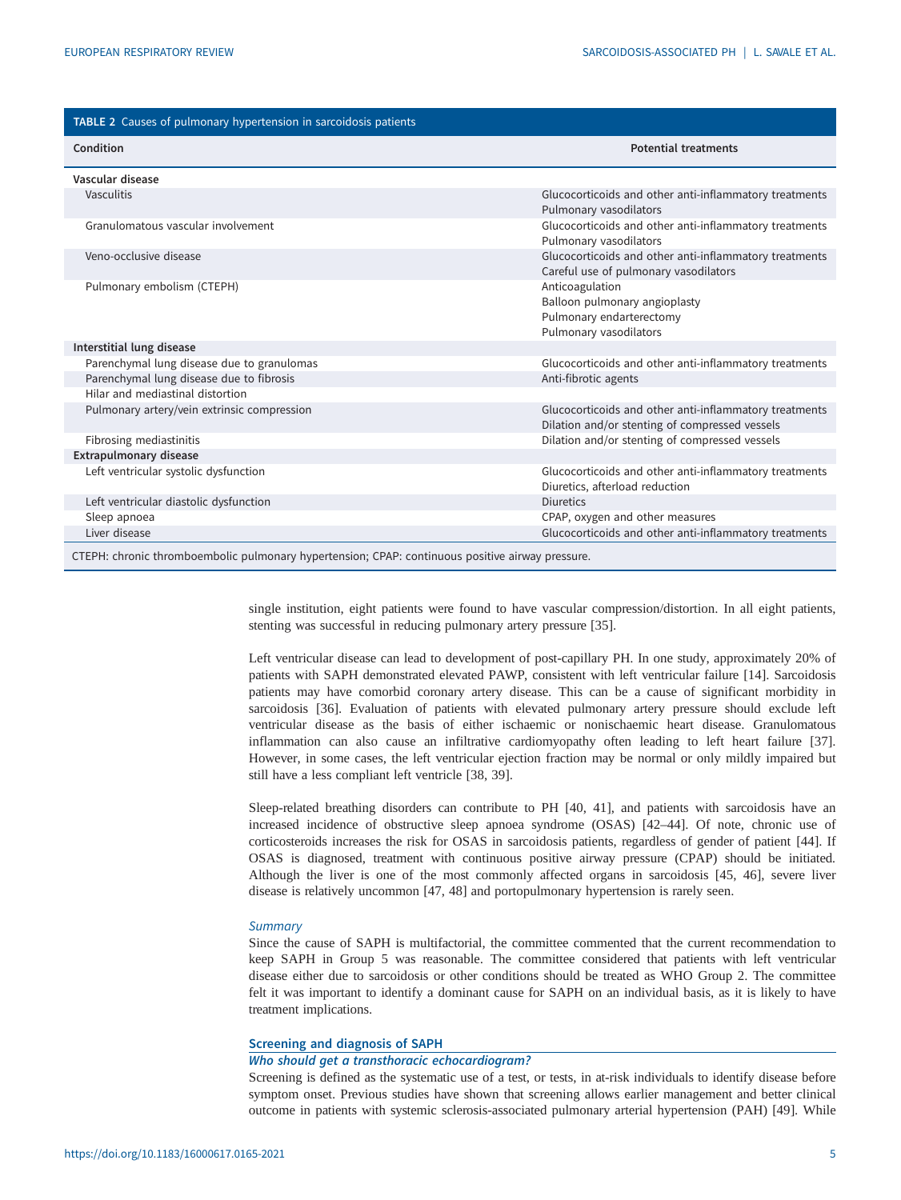**TABLE 2** Causes of pulmonary hypertension in sarcoidosis patients

| Condition | Potential treatments |
|---|---|
| **Vascular disease** | |
| Vasculitis | Glucocorticoids and other anti-inflammatory treatments<br>Pulmonary vasodilators |
| Granulomatous vascular involvement | Glucocorticoids and other anti-inflammatory treatments<br>Pulmonary vasodilators |
| Veno-occlusive disease | Glucocorticoids and other anti-inflammatory treatments<br>Careful use of pulmonary vasodilators |
| Pulmonary embolism (CTEPH) | Anticoagulation<br>Balloon pulmonary angioplasty<br>Pulmonary endarterectomy<br>Pulmonary vasodilators |
| **Interstitial lung disease** | |
| Parenchymal lung disease due to granulomas | Glucocorticoids and other anti-inflammatory treatments |
| Parenchymal lung disease due to fibrosis | Anti-fibrotic agents |
| Hilar and mediastinal distortion | |
| Pulmonary artery/vein extrinsic compression | Glucocorticoids and other anti-inflammatory treatments<br>Dilation and/or stenting of compressed vessels |
| Fibrosing mediastinitis | Dilation and/or stenting of compressed vessels |
| **Extrapulmonary disease** | |
| Left ventricular systolic dysfunction | Glucocorticoids and other anti-inflammatory treatments<br>Diuretics, afterload reduction |
| Left ventricular diastolic dysfunction | Diuretics |
| Sleep apnoea | CPAP, oxygen and other measures |
| Liver disease | Glucocorticoids and other anti-inflammatory treatments |

CTEPH: chronic thromboembolic pulmonary hypertension; CPAP: continuous positive airway pressure.

single institution, eight patients were found to have vascular compression/distortion. In all eight patients, stenting was successful in reducing pulmonary artery pressure [35].

Left ventricular disease can lead to development of post-capillary PH. In one study, approximately 20% of patients with SAPH demonstrated elevated PAWP, consistent with left ventricular failure [14]. Sarcoidosis patients may have comorbid coronary artery disease. This can be a cause of significant morbidity in sarcoidosis [36]. Evaluation of patients with elevated pulmonary artery pressure should exclude left ventricular disease as the basis of either ischaemic or nonischaemic heart disease. Granulomatous inflammation can also cause an infiltrative cardiomyopathy often leading to left heart failure [37]. However, in some cases, the left ventricular ejection fraction may be normal or only mildly impaired but still have a less compliant left ventricle [38, 39].

Sleep-related breathing disorders can contribute to PH [40, 41], and patients with sarcoidosis have an increased incidence of obstructive sleep apnoea syndrome (OSAS) [42–44]. Of note, chronic use of corticosteroids increases the risk for OSAS in sarcoidosis patients, regardless of gender of patient [44]. If OSAS is diagnosed, treatment with continuous positive airway pressure (CPAP) should be initiated. Although the liver is one of the most commonly affected organs in sarcoidosis [45, 46], severe liver disease is relatively uncommon [47, 48] and portopulmonary hypertension is rarely seen.

*Summary*

Since the cause of SAPH is multifactorial, the committee commented that the current recommendation to keep SAPH in Group 5 was reasonable. The committee considered that patients with left ventricular disease either due to sarcoidosis or other conditions should be treated as WHO Group 2. The committee felt it was important to identify a dominant cause for SAPH on an individual basis, as it is likely to have treatment implications.

## Screening and diagnosis of SAPH

### *Who should get a transthoracic echocardiogram?*

Screening is defined as the systematic use of a test, or tests, in at-risk individuals to identify disease before symptom onset. Previous studies have shown that screening allows earlier management and better clinical outcome in patients with systemic sclerosis-associated pulmonary arterial hypertension (PAH) [49]. While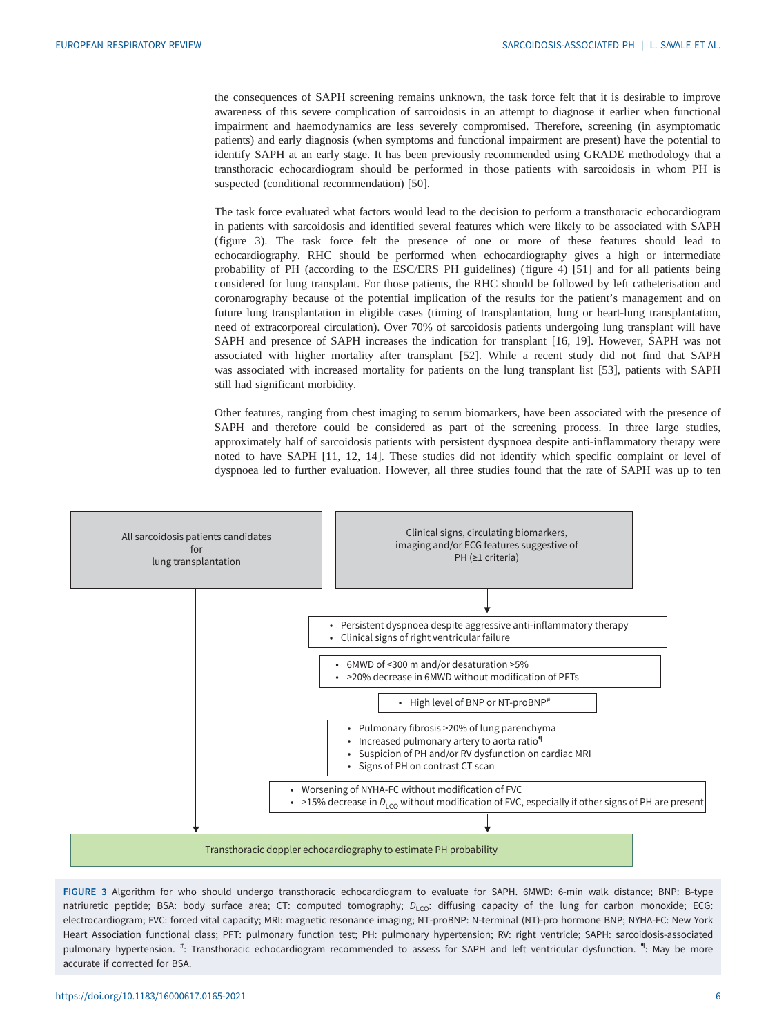the consequences of SAPH screening remains unknown, the task force felt that it is desirable to improve awareness of this severe complication of sarcoidosis in an attempt to diagnose it earlier when functional impairment and haemodynamics are less severely compromised. Therefore, screening (in asymptomatic patients) and early diagnosis (when symptoms and functional impairment are present) have the potential to identify SAPH at an early stage. It has been previously recommended using GRADE methodology that a transthoracic echocardiogram should be performed in those patients with sarcoidosis in whom PH is suspected (conditional recommendation) [50].

The task force evaluated what factors would lead to the decision to perform a transthoracic echocardiogram in patients with sarcoidosis and identified several features which were likely to be associated with SAPH (figure 3). The task force felt the presence of one or more of these features should lead to echocardiography. RHC should be performed when echocardiography gives a high or intermediate probability of PH (according to the ESC/ERS PH guidelines) (figure 4) [51] and for all patients being considered for lung transplant. For those patients, the RHC should be followed by left catheterisation and coronarography because of the potential implication of the results for the patient's management and on future lung transplantation in eligible cases (timing of transplantation, lung or heart-lung transplantation, need of extracorporeal circulation). Over 70% of sarcoidosis patients undergoing lung transplant will have SAPH and presence of SAPH increases the indication for transplant [16, 19]. However, SAPH was not associated with higher mortality after transplant [52]. While a recent study did not find that SAPH was associated with increased mortality for patients on the lung transplant list [53], patients with SAPH still had significant morbidity.

Other features, ranging from chest imaging to serum biomarkers, have been associated with the presence of SAPH and therefore could be considered as part of the screening process. In three large studies, approximately half of sarcoidosis patients with persistent dyspnoea despite anti-inflammatory therapy were noted to have SAPH [11, 12, 14]. These studies did not identify which specific complaint or level of dyspnoea led to further evaluation. However, all three studies found that the rate of SAPH was up to ten

All sarcoidosis patients candidates for lung transplantation

Clinical signs, circulating biomarkers, imaging and/or ECG features suggestive of PH (≥1 criteria)

- Persistent dyspnoea despite aggressive anti-inflammatory therapy
- Clinical signs of right ventricular failure

- 6MWD of <300 m and/or desaturation >5%
- >20% decrease in 6MWD without modification of PFTs

- High level of BNP or NT-proBNP[#]

- Pulmonary fibrosis >20% of lung parenchyma
- Increased pulmonary artery to aorta ratio[¶]
- Suspicion of PH and/or RV dysfunction on cardiac MRI
- Signs of PH on contrast CT scan

- Worsening of NYHA-FC without modification of FVC
- >15% decrease in $D_{LCO}$ without modification of FVC, especially if other signs of PH are present

Transthoracic doppler echocardiography to estimate PH probability

**FIGURE 3** Algorithm for who should undergo transthoracic echocardiogram to evaluate for SAPH. 6MWD: 6-min walk distance; BNP: B-type natriuretic peptide; BSA: body surface area; CT: computed tomography; $D_{LCO}$: diffusing capacity of the lung for carbon monoxide; ECG: electrocardiogram; FVC: forced vital capacity; MRI: magnetic resonance imaging; NT-proBNP: N-terminal (NT)-pro hormone BNP; NYHA-FC: New York Heart Association functional class; PFT: pulmonary function test; PH: pulmonary hypertension; RV: right ventricle; SAPH: sarcoidosis-associated pulmonary hypertension. [#]: Transthoracic echocardiogram recommended to assess for SAPH and left ventricular dysfunction. [¶]: May be more accurate if corrected for BSA.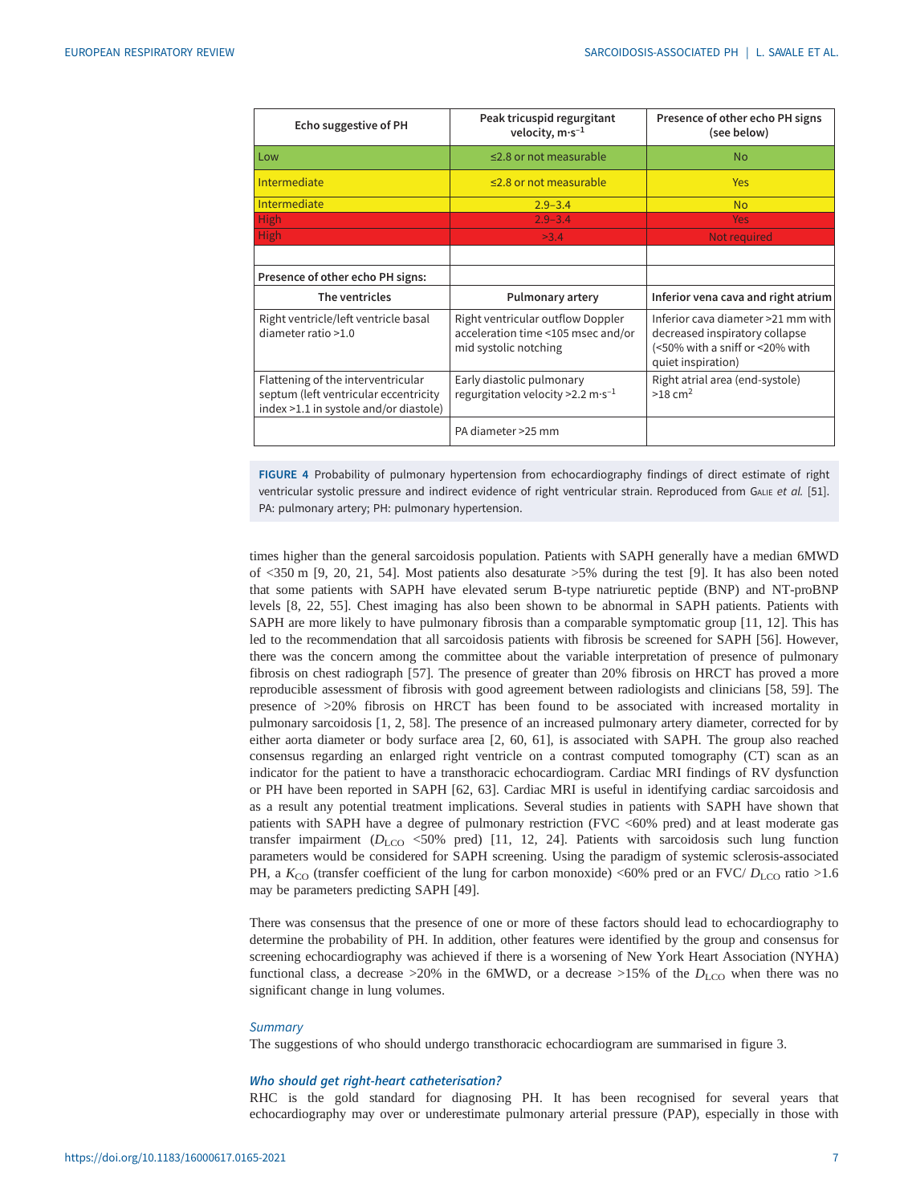| Echo suggestive of PH | Peak tricuspid regurgitant velocity, m·s$^{-1}$ | Presence of other echo PH signs (see below) |
|---|---|---|
| Low | ≤2.8 or not measurable | No |
| Intermediate | ≤2.8 or not measurable | Yes |
| Intermediate | 2.9–3.4 | No |
| High | 2.9–3.4 | Yes |
| High | >3.4 | Not required |
| | | |
| **Presence of other echo PH signs:** | | |
| **The ventricles** | **Pulmonary artery** | **Inferior vena cava and right atrium** |
| Right ventricle/left ventricle basal diameter ratio >1.0 | Right ventricular outflow Doppler acceleration time <105 msec and/or mid systolic notching | Inferior cava diameter >21 mm with decreased inspiratory collapse (<50% with a sniff or <20% with quiet inspiration) |
| Flattening of the interventricular septum (left ventricular eccentricity index >1.1 in systole and/or diastole) | Early diastolic pulmonary regurgitation velocity >2.2 m·s$^{-1}$ | Right atrial area (end-systole) >18 cm$^2$ |
| | PA diameter >25 mm | |

**FIGURE 4** Probability of pulmonary hypertension from echocardiography findings of direct estimate of right ventricular systolic pressure and indirect evidence of right ventricular strain. Reproduced from Galie *et al.* [51]. PA: pulmonary artery; PH: pulmonary hypertension.

times higher than the general sarcoidosis population. Patients with SAPH generally have a median 6MWD of <350 m [9, 20, 21, 54]. Most patients also desaturate >5% during the test [9]. It has also been noted that some patients with SAPH have elevated serum B-type natriuretic peptide (BNP) and NT-proBNP levels [8, 22, 55]. Chest imaging has also been shown to be abnormal in SAPH patients. Patients with SAPH are more likely to have pulmonary fibrosis than a comparable symptomatic group [11, 12]. This has led to the recommendation that all sarcoidosis patients with fibrosis be screened for SAPH [56]. However, there was the concern among the committee about the variable interpretation of presence of pulmonary fibrosis on chest radiograph [57]. The presence of greater than 20% fibrosis on HRCT has proved a more reproducible assessment of fibrosis with good agreement between radiologists and clinicians [58, 59]. The presence of >20% fibrosis on HRCT has been found to be associated with increased mortality in pulmonary sarcoidosis [1, 2, 58]. The presence of an increased pulmonary artery diameter, corrected for by either aorta diameter or body surface area [2, 60, 61], is associated with SAPH. The group also reached consensus regarding an enlarged right ventricle on a contrast computed tomography (CT) scan as an indicator for the patient to have a transthoracic echocardiogram. Cardiac MRI findings of RV dysfunction or PH have been reported in SAPH [62, 63]. Cardiac MRI is useful in identifying cardiac sarcoidosis and as a result any potential treatment implications. Several studies in patients with SAPH have shown that patients with SAPH have a degree of pulmonary restriction (FVC <60% pred) and at least moderate gas transfer impairment ($D_{LCO}$ <50% pred) [11, 12, 24]. Patients with sarcoidosis such lung function parameters would be considered for SAPH screening. Using the paradigm of systemic sclerosis-associated PH, a $K_{CO}$ (transfer coefficient of the lung for carbon monoxide) <60% pred or an FVC/ $D_{LCO}$ ratio >1.6 may be parameters predicting SAPH [49].

There was consensus that the presence of one or more of these factors should lead to echocardiography to determine the probability of PH. In addition, other features were identified by the group and consensus for screening echocardiography was achieved if there is a worsening of New York Heart Association (NYHA) functional class, a decrease >20% in the 6MWD, or a decrease >15% of the $D_{LCO}$ when there was no significant change in lung volumes.

### *Summary*

The suggestions of who should undergo transthoracic echocardiogram are summarised in figure 3.

### *Who should get right-heart catheterisation?*

RHC is the gold standard for diagnosing PH. It has been recognised for several years that echocardiography may over or underestimate pulmonary arterial pressure (PAP), especially in those with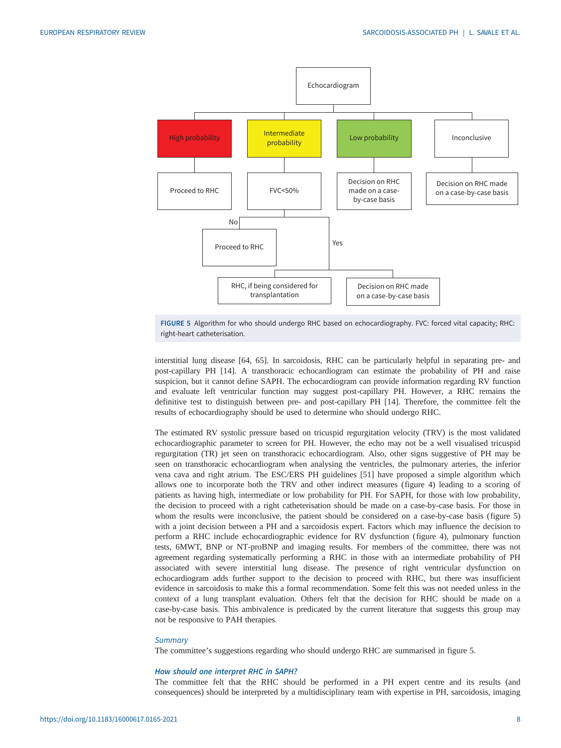Echocardiogram

- High probability → Proceed to RHC
- Intermediate probability → FVC<50%
  - No → Proceed to RHC
  - Yes → RHC, if being considered for transplantation; Decision on RHC made on a case-by-case basis
- Low probability → Decision on RHC made on a case-by-case basis
- Inconclusive → Decision on RHC made on a case-by-case basis

**FIGURE 5** Algorithm for who should undergo RHC based on echocardiography. FVC: forced vital capacity; RHC: right-heart catheterisation.

interstitial lung disease [64, 65]. In sarcoidosis, RHC can be particularly helpful in separating pre- and post-capillary PH [14]. A transthoracic echocardiogram can estimate the probability of PH and raise suspicion, but it cannot define SAPH. The echocardiogram can provide information regarding RV function and evaluate left ventricular function may suggest post-capillary PH. However, a RHC remains the definitive test to distinguish between pre- and post-capillary PH [14]. Therefore, the committee felt the results of echocardiography should be used to determine who should undergo RHC.

The estimated RV systolic pressure based on tricuspid regurgitation velocity (TRV) is the most validated echocardiographic parameter to screen for PH. However, the echo may not be a well visualised tricuspid regurgitation (TR) jet seen on transthoracic echocardiogram. Also, other signs suggestive of PH may be seen on transthoracic echocardiogram when analysing the ventricles, the pulmonary arteries, the inferior vena cava and right atrium. The ESC/ERS PH guidelines [51] have proposed a simple algorithm which allows one to incorporate both the TRV and other indirect measures (figure 4) leading to a scoring of patients as having high, intermediate or low probability for PH. For SAPH, for those with low probability, the decision to proceed with a right catheterisation should be made on a case-by-case basis. For those in whom the results were inconclusive, the patient should be considered on a case-by-case basis (figure 5) with a joint decision between a PH and a sarcoidosis expert. Factors which may influence the decision to perform a RHC include echocardiographic evidence for RV dysfunction (figure 4), pulmonary function tests, 6MWT, BNP or NT-proBNP and imaging results. For members of the committee, there was not agreement regarding systematically performing a RHC in those with an intermediate probability of PH associated with severe interstitial lung disease. The presence of right ventricular dysfunction on echocardiogram adds further support to the decision to proceed with RHC, but there was insufficient evidence in sarcoidosis to make this a formal recommendation. Some felt this was not needed unless in the context of a lung transplant evaluation. Others felt that the decision for RHC should be made on a case-by-case basis. This ambivalence is predicated by the current literature that suggests this group may not be responsive to PAH therapies.

### *Summary*

The committee's suggestions regarding who should undergo RHC are summarised in figure 5.

### *How should one interpret RHC in SAPH?*

The committee felt that the RHC should be performed in a PH expert centre and its results (and consequences) should be interpreted by a multidisciplinary team with expertise in PH, sarcoidosis, imaging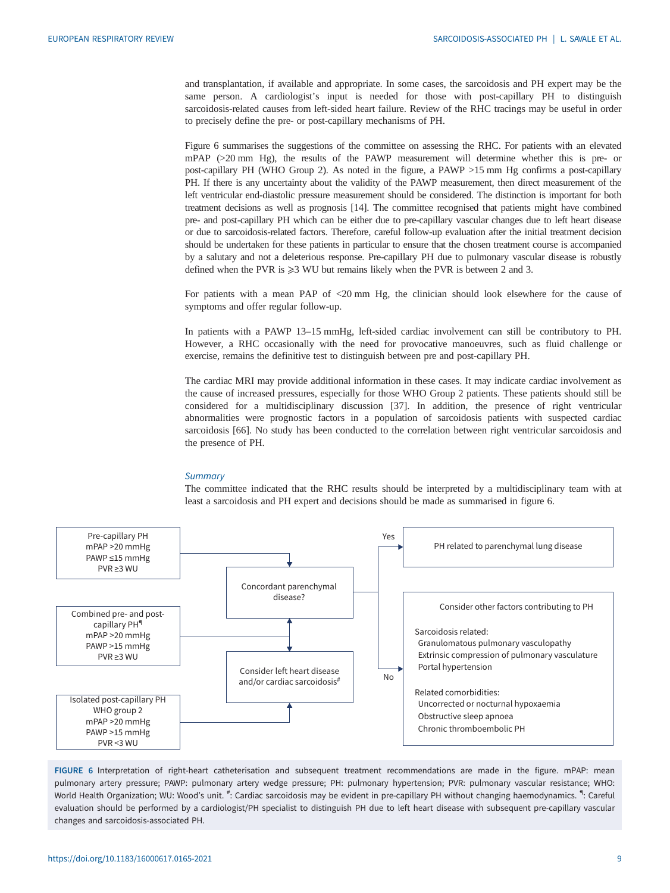and transplantation, if available and appropriate. In some cases, the sarcoidosis and PH expert may be the same person. A cardiologist's input is needed for those with post-capillary PH to distinguish sarcoidosis-related causes from left-sided heart failure. Review of the RHC tracings may be useful in order to precisely define the pre- or post-capillary mechanisms of PH.

Figure 6 summarises the suggestions of the committee on assessing the RHC. For patients with an elevated mPAP (>20 mm Hg), the results of the PAWP measurement will determine whether this is pre- or post-capillary PH (WHO Group 2). As noted in the figure, a PAWP >15 mm Hg confirms a post-capillary PH. If there is any uncertainty about the validity of the PAWP measurement, then direct measurement of the left ventricular end-diastolic pressure measurement should be considered. The distinction is important for both treatment decisions as well as prognosis [14]. The committee recognised that patients might have combined pre- and post-capillary PH which can be either due to pre-capillary vascular changes due to left heart disease or due to sarcoidosis-related factors. Therefore, careful follow-up evaluation after the initial treatment decision should be undertaken for these patients in particular to ensure that the chosen treatment course is accompanied by a salutary and not a deleterious response. Pre-capillary PH due to pulmonary vascular disease is robustly defined when the PVR is ⩾3 WU but remains likely when the PVR is between 2 and 3.

For patients with a mean PAP of <20 mm Hg, the clinician should look elsewhere for the cause of symptoms and offer regular follow-up.

In patients with a PAWP 13–15 mmHg, left-sided cardiac involvement can still be contributory to PH. However, a RHC occasionally with the need for provocative manoeuvres, such as fluid challenge or exercise, remains the definitive test to distinguish between pre and post-capillary PH.

The cardiac MRI may provide additional information in these cases. It may indicate cardiac involvement as the cause of increased pressures, especially for those WHO Group 2 patients. These patients should still be considered for a multidisciplinary discussion [37]. In addition, the presence of right ventricular abnormalities were prognostic factors in a population of sarcoidosis patients with suspected cardiac sarcoidosis [66]. No study has been conducted to the correlation between right ventricular sarcoidosis and the presence of PH.

*Summary*

The committee indicated that the RHC results should be interpreted by a multidisciplinary team with at least a sarcoidosis and PH expert and decisions should be made as summarised in figure 6.

- Pre-capillary PH: mPAP >20 mmHg, PAWP ≤15 mmHg, PVR ≥3 WU → Concordant parenchymal disease?
- Combined pre- and post-capillary PH[¶]: mPAP >20 mmHg, PAWP >15 mmHg, PVR ≥3 WU → Concordant parenchymal disease? / Consider left heart disease and/or cardiac sarcoidosis[#]
- Isolated post-capillary PH, WHO group 2: mPAP >20 mmHg, PAWP >15 mmHg, PVR <3 WU → Consider left heart disease and/or cardiac sarcoidosis[#]
- Concordant parenchymal disease?
  - Yes → PH related to parenchymal lung disease
  - No → Consider other factors contributing to PH
    - Sarcoidosis related: Granulomatous pulmonary vasculopathy; Extrinsic compression of pulmonary vasculature; Portal hypertension
    - Related comorbidities: Uncorrected or nocturnal hypoxaemia; Obstructive sleep apnoea; Chronic thromboembolic PH

**FIGURE 6** Interpretation of right-heart catheterisation and subsequent treatment recommendations are made in the figure. mPAP: mean pulmonary artery pressure; PAWP: pulmonary artery wedge pressure; PH: pulmonary hypertension; PVR: pulmonary vascular resistance; WHO: World Health Organization; WU: Wood's unit. #: Cardiac sarcoidosis may be evident in pre-capillary PH without changing haemodynamics. ¶: Careful evaluation should be performed by a cardiologist/PH specialist to distinguish PH due to left heart disease with subsequent pre-capillary vascular changes and sarcoidosis-associated PH.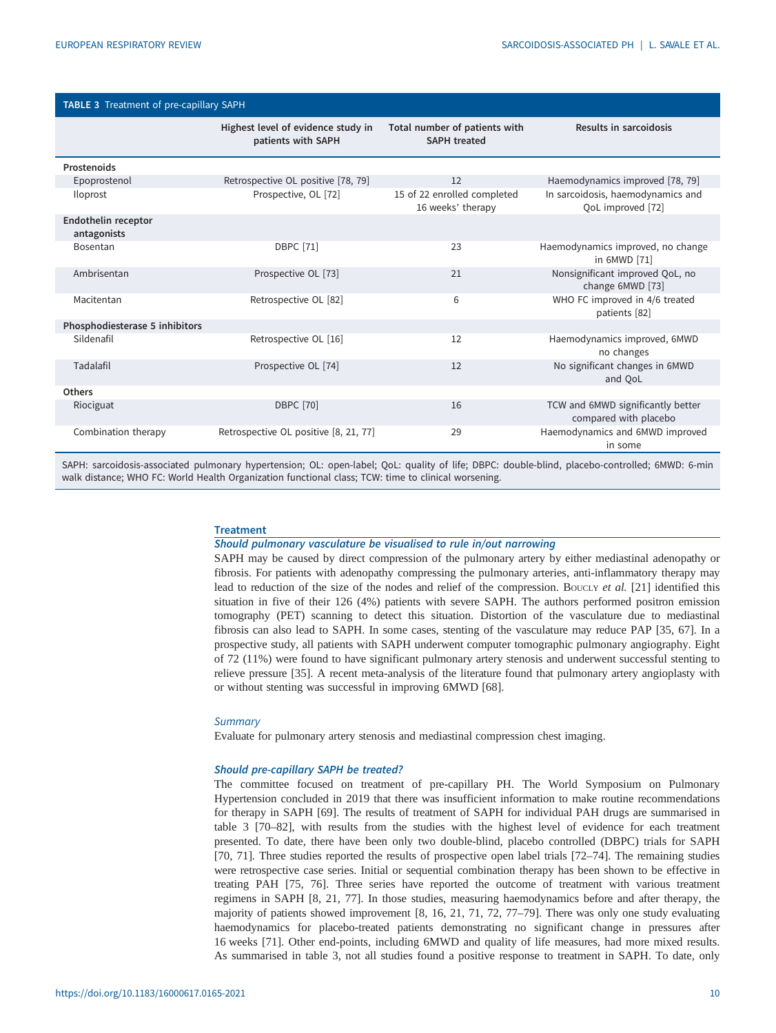**TABLE 3** Treatment of pre-capillary SAPH

| | Highest level of evidence study in patients with SAPH | Total number of patients with SAPH treated | Results in sarcoidosis |
|---|---|---|---|
| **Prostenoids** | | | |
| Epoprostenol | Retrospective OL positive [78, 79] | 12 | Haemodynamics improved [78, 79] |
| Iloprost | Prospective, OL [72] | 15 of 22 enrolled completed 16 weeks' therapy | In sarcoidosis, haemodynamics and QoL improved [72] |
| **Endothelin receptor antagonists** | | | |
| Bosentan | DBPC [71] | 23 | Haemodynamics improved, no change in 6MWD [71] |
| Ambrisentan | Prospective OL [73] | 21 | Nonsignificant improved QoL, no change 6MWD [73] |
| Macitentan | Retrospective OL [82] | 6 | WHO FC improved in 4/6 treated patients [82] |
| **Phosphodiesterase 5 inhibitors** | | | |
| Sildenafil | Retrospective OL [16] | 12 | Haemodynamics improved, 6MWD no changes |
| Tadalafil | Prospective OL [74] | 12 | No significant changes in 6MWD and QoL |
| **Others** | | | |
| Riociguat | DBPC [70] | 16 | TCW and 6MWD significantly better compared with placebo |
| Combination therapy | Retrospective OL positive [8, 21, 77] | 29 | Haemodynamics and 6MWD improved in some |

SAPH: sarcoidosis-associated pulmonary hypertension; OL: open-label; QoL: quality of life; DBPC: double-blind, placebo-controlled; 6MWD: 6-min walk distance; WHO FC: World Health Organization functional class; TCW: time to clinical worsening.

## Treatment

### *Should pulmonary vasculature be visualised to rule in/out narrowing*

SAPH may be caused by direct compression of the pulmonary artery by either mediastinal adenopathy or fibrosis. For patients with adenopathy compressing the pulmonary arteries, anti-inflammatory therapy may lead to reduction of the size of the nodes and relief of the compression. Boucly *et al.* [21] identified this situation in five of their 126 (4%) patients with severe SAPH. The authors performed positron emission tomography (PET) scanning to detect this situation. Distortion of the vasculature due to mediastinal fibrosis can also lead to SAPH. In some cases, stenting of the vasculature may reduce PAP [35, 67]. In a prospective study, all patients with SAPH underwent computer tomographic pulmonary angiography. Eight of 72 (11%) were found to have significant pulmonary artery stenosis and underwent successful stenting to relieve pressure [35]. A recent meta-analysis of the literature found that pulmonary artery angioplasty with or without stenting was successful in improving 6MWD [68].

#### *Summary*

Evaluate for pulmonary artery stenosis and mediastinal compression chest imaging.

### *Should pre-capillary SAPH be treated?*

The committee focused on treatment of pre-capillary PH. The World Symposium on Pulmonary Hypertension concluded in 2019 that there was insufficient information to make routine recommendations for therapy in SAPH [69]. The results of treatment of SAPH for individual PAH drugs are summarised in table 3 [70–82], with results from the studies with the highest level of evidence for each treatment presented. To date, there have been only two double-blind, placebo controlled (DBPC) trials for SAPH [70, 71]. Three studies reported the results of prospective open label trials [72–74]. The remaining studies were retrospective case series. Initial or sequential combination therapy has been shown to be effective in treating PAH [75, 76]. Three series have reported the outcome of treatment with various treatment regimens in SAPH [8, 21, 77]. In those studies, measuring haemodynamics before and after therapy, the majority of patients showed improvement [8, 16, 21, 71, 72, 77–79]. There was only one study evaluating haemodynamics for placebo-treated patients demonstrating no significant change in pressures after 16 weeks [71]. Other end-points, including 6MWD and quality of life measures, had more mixed results. As summarised in table 3, not all studies found a positive response to treatment in SAPH. To date, only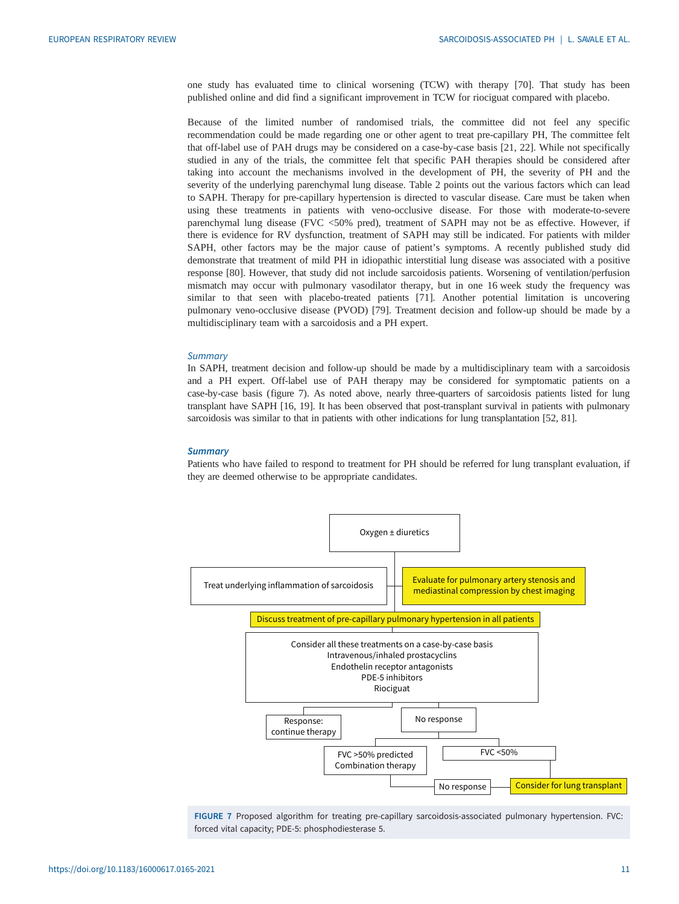one study has evaluated time to clinical worsening (TCW) with therapy [70]. That study has been published online and did find a significant improvement in TCW for riociguat compared with placebo.

Because of the limited number of randomised trials, the committee did not feel any specific recommendation could be made regarding one or other agent to treat pre-capillary PH, The committee felt that off-label use of PAH drugs may be considered on a case-by-case basis [21, 22]. While not specifically studied in any of the trials, the committee felt that specific PAH therapies should be considered after taking into account the mechanisms involved in the development of PH, the severity of PH and the severity of the underlying parenchymal lung disease. Table 2 points out the various factors which can lead to SAPH. Therapy for pre-capillary hypertension is directed to vascular disease. Care must be taken when using these treatments in patients with veno-occlusive disease. For those with moderate-to-severe parenchymal lung disease (FVC <50% pred), treatment of SAPH may not be as effective. However, if there is evidence for RV dysfunction, treatment of SAPH may still be indicated. For patients with milder SAPH, other factors may be the major cause of patient's symptoms. A recently published study did demonstrate that treatment of mild PH in idiopathic interstitial lung disease was associated with a positive response [80]. However, that study did not include sarcoidosis patients. Worsening of ventilation/perfusion mismatch may occur with pulmonary vasodilator therapy, but in one 16 week study the frequency was similar to that seen with placebo-treated patients [71]. Another potential limitation is uncovering pulmonary veno-occlusive disease (PVOD) [79]. Treatment decision and follow-up should be made by a multidisciplinary team with a sarcoidosis and a PH expert.

*Summary*

In SAPH, treatment decision and follow-up should be made by a multidisciplinary team with a sarcoidosis and a PH expert. Off-label use of PAH therapy may be considered for symptomatic patients on a case-by-case basis (figure 7). As noted above, nearly three-quarters of sarcoidosis patients listed for lung transplant have SAPH [16, 19]. It has been observed that post-transplant survival in patients with pulmonary sarcoidosis was similar to that in patients with other indications for lung transplantation [52, 81].

***Summary***

Patients who have failed to respond to treatment for PH should be referred for lung transplant evaluation, if they are deemed otherwise to be appropriate candidates.

- Oxygen ± diuretics
- Treat underlying inflammation of sarcoidosis
- Evaluate for pulmonary artery stenosis and mediastinal compression by chest imaging
- Discuss treatment of pre-capillary pulmonary hypertension in all patients
- Consider all these treatments on a case-by-case basis
  - Intravenous/inhaled prostacyclins
  - Endothelin receptor antagonists
  - PDE-5 inhibitors
  - Riociguat
- Response: continue therapy
- No response
  - FVC >50% predicted: Combination therapy
    - No response: Consider for lung transplant
  - FVC <50%: Consider for lung transplant

**FIGURE 7** Proposed algorithm for treating pre-capillary sarcoidosis-associated pulmonary hypertension. FVC: forced vital capacity; PDE-5: phosphodiesterase 5.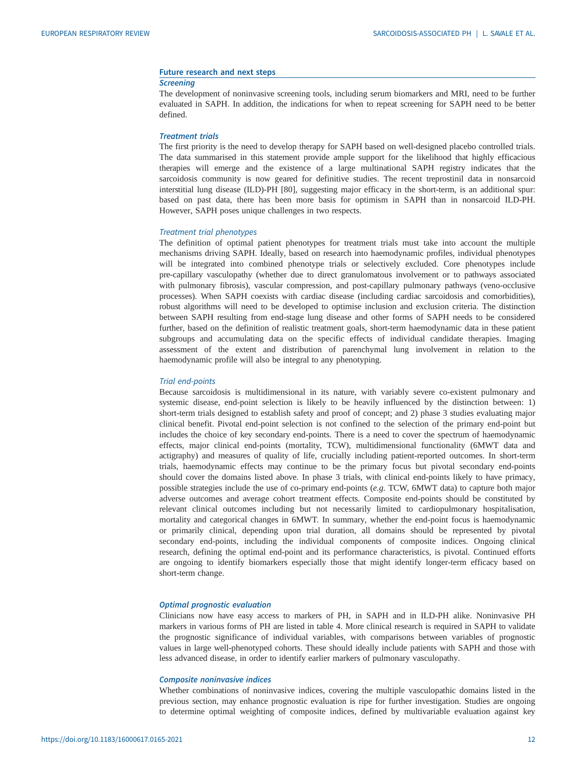## Future research and next steps

### *Screening*

The development of noninvasive screening tools, including serum biomarkers and MRI, need to be further evaluated in SAPH. In addition, the indications for when to repeat screening for SAPH need to be better defined.

### *Treatment trials*

The first priority is the need to develop therapy for SAPH based on well-designed placebo controlled trials. The data summarised in this statement provide ample support for the likelihood that highly efficacious therapies will emerge and the existence of a large multinational SAPH registry indicates that the sarcoidosis community is now geared for definitive studies. The recent treprostinil data in nonsarcoid interstitial lung disease (ILD)-PH [80], suggesting major efficacy in the short-term, is an additional spur: based on past data, there has been more basis for optimism in SAPH than in nonsarcoid ILD-PH. However, SAPH poses unique challenges in two respects.

#### *Treatment trial phenotypes*

The definition of optimal patient phenotypes for treatment trials must take into account the multiple mechanisms driving SAPH. Ideally, based on research into haemodynamic profiles, individual phenotypes will be integrated into combined phenotype trials or selectively excluded. Core phenotypes include pre-capillary vasculopathy (whether due to direct granulomatous involvement or to pathways associated with pulmonary fibrosis), vascular compression, and post-capillary pulmonary pathways (veno-occlusive processes). When SAPH coexists with cardiac disease (including cardiac sarcoidosis and comorbidities), robust algorithms will need to be developed to optimise inclusion and exclusion criteria. The distinction between SAPH resulting from end-stage lung disease and other forms of SAPH needs to be considered further, based on the definition of realistic treatment goals, short-term haemodynamic data in these patient subgroups and accumulating data on the specific effects of individual candidate therapies. Imaging assessment of the extent and distribution of parenchymal lung involvement in relation to the haemodynamic profile will also be integral to any phenotyping.

#### *Trial end-points*

Because sarcoidosis is multidimensional in its nature, with variably severe co-existent pulmonary and systemic disease, end-point selection is likely to be heavily influenced by the distinction between: 1) short-term trials designed to establish safety and proof of concept; and 2) phase 3 studies evaluating major clinical benefit. Pivotal end-point selection is not confined to the selection of the primary end-point but includes the choice of key secondary end-points. There is a need to cover the spectrum of haemodynamic effects, major clinical end-points (mortality, TCW), multidimensional functionality (6MWT data and actigraphy) and measures of quality of life, crucially including patient-reported outcomes. In short-term trials, haemodynamic effects may continue to be the primary focus but pivotal secondary end-points should cover the domains listed above. In phase 3 trials, with clinical end-points likely to have primacy, possible strategies include the use of co-primary end-points (*e.g.* TCW, 6MWT data) to capture both major adverse outcomes and average cohort treatment effects. Composite end-points should be constituted by relevant clinical outcomes including but not necessarily limited to cardiopulmonary hospitalisation, mortality and categorical changes in 6MWT. In summary, whether the end-point focus is haemodynamic or primarily clinical, depending upon trial duration, all domains should be represented by pivotal secondary end-points, including the individual components of composite indices. Ongoing clinical research, defining the optimal end-point and its performance characteristics, is pivotal. Continued efforts are ongoing to identify biomarkers especially those that might identify longer-term efficacy based on short-term change.

### *Optimal prognostic evaluation*

Clinicians now have easy access to markers of PH, in SAPH and in ILD-PH alike. Noninvasive PH markers in various forms of PH are listed in table 4. More clinical research is required in SAPH to validate the prognostic significance of individual variables, with comparisons between variables of prognostic values in large well-phenotyped cohorts. These should ideally include patients with SAPH and those with less advanced disease, in order to identify earlier markers of pulmonary vasculopathy.

### *Composite noninvasive indices*

Whether combinations of noninvasive indices, covering the multiple vasculopathic domains listed in the previous section, may enhance prognostic evaluation is ripe for further investigation. Studies are ongoing to determine optimal weighting of composite indices, defined by multivariable evaluation against key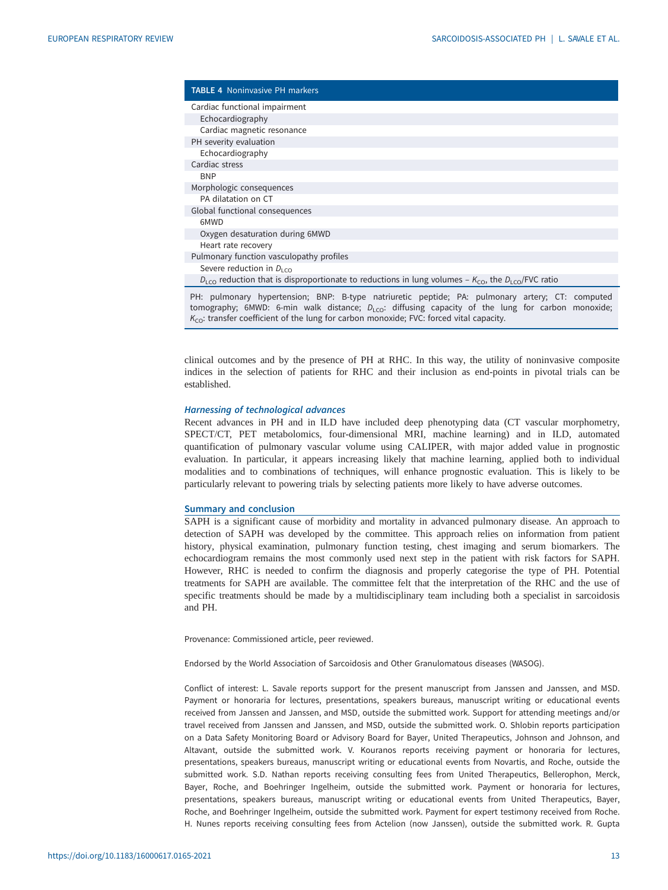**TABLE 4** Noninvasive PH markers

| |
|---|
| Cardiac functional impairment |
| Echocardiography |
| Cardiac magnetic resonance |
| PH severity evaluation |
| Echocardiography |
| Cardiac stress |
| BNP |
| Morphologic consequences |
| PA dilatation on CT |
| Global functional consequences |
| 6MWD |
| Oxygen desaturation during 6MWD |
| Heart rate recovery |
| Pulmonary function vasculopathy profiles |
| Severe reduction in $D_{LCO}$ |
| $D_{LCO}$ reduction that is disproportionate to reductions in lung volumes – $K_{CO}$, the $D_{LCO}$/FVC ratio |

PH: pulmonary hypertension; BNP: B-type natriuretic peptide; PA: pulmonary artery; CT: computed tomography; 6MWD: 6-min walk distance; $D_{LCO}$: diffusing capacity of the lung for carbon monoxide; $K_{CO}$: transfer coefficient of the lung for carbon monoxide; FVC: forced vital capacity.

clinical outcomes and by the presence of PH at RHC. In this way, the utility of noninvasive composite indices in the selection of patients for RHC and their inclusion as end-points in pivotal trials can be established.

### *Harnessing of technological advances*

Recent advances in PH and in ILD have included deep phenotyping data (CT vascular morphometry, SPECT/CT, PET metabolomics, four-dimensional MRI, machine learning) and in ILD, automated quantification of pulmonary vascular volume using CALIPER, with major added value in prognostic evaluation. In particular, it appears increasing likely that machine learning, applied both to individual modalities and to combinations of techniques, will enhance prognostic evaluation. This is likely to be particularly relevant to powering trials by selecting patients more likely to have adverse outcomes.

## Summary and conclusion

SAPH is a significant cause of morbidity and mortality in advanced pulmonary disease. An approach to detection of SAPH was developed by the committee. This approach relies on information from patient history, physical examination, pulmonary function testing, chest imaging and serum biomarkers. The echocardiogram remains the most commonly used next step in the patient with risk factors for SAPH. However, RHC is needed to confirm the diagnosis and properly categorise the type of PH. Potential treatments for SAPH are available. The committee felt that the interpretation of the RHC and the use of specific treatments should be made by a multidisciplinary team including both a specialist in sarcoidosis and PH.

Provenance: Commissioned article, peer reviewed.

Endorsed by the World Association of Sarcoidosis and Other Granulomatous diseases (WASOG).

Conflict of interest: L. Savale reports support for the present manuscript from Janssen and Janssen, and MSD. Payment or honoraria for lectures, presentations, speakers bureaus, manuscript writing or educational events received from Janssen and Janssen, and MSD, outside the submitted work. Support for attending meetings and/or travel received from Janssen and Janssen, and MSD, outside the submitted work. O. Shlobin reports participation on a Data Safety Monitoring Board or Advisory Board for Bayer, United Therapeutics, Johnson and Johnson, and Altavant, outside the submitted work. V. Kouranos reports receiving payment or honoraria for lectures, presentations, speakers bureaus, manuscript writing or educational events from Novartis, and Roche, outside the submitted work. S.D. Nathan reports receiving consulting fees from United Therapeutics, Bellerophon, Merck, Bayer, Roche, and Boehringer Ingelheim, outside the submitted work. Payment or honoraria for lectures, presentations, speakers bureaus, manuscript writing or educational events from United Therapeutics, Bayer, Roche, and Boehringer Ingelheim, outside the submitted work. Payment for expert testimony received from Roche. H. Nunes reports receiving consulting fees from Actelion (now Janssen), outside the submitted work. R. Gupta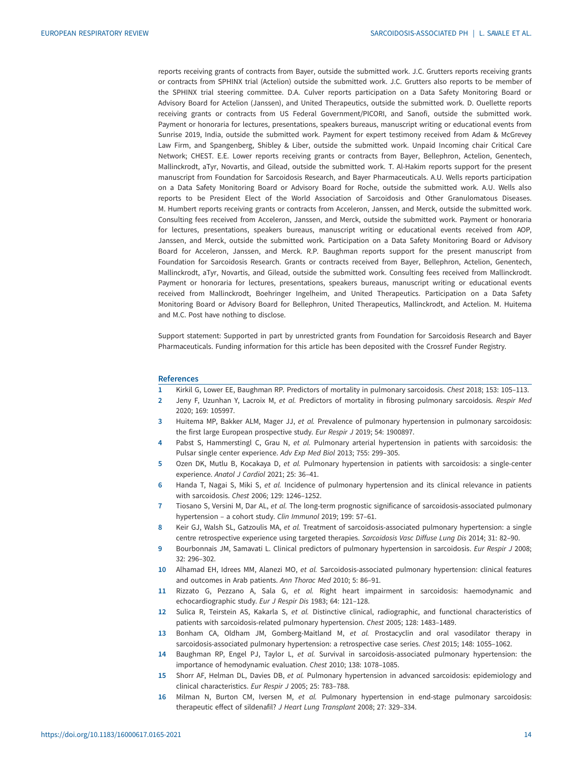reports receiving grants of contracts from Bayer, outside the submitted work. J.C. Grutters reports receiving grants or contracts from SPHINX trial (Actelion) outside the submitted work. J.C. Grutters also reports to be member of the SPHINX trial steering committee. D.A. Culver reports participation on a Data Safety Monitoring Board or Advisory Board for Actelion (Janssen), and United Therapeutics, outside the submitted work. D. Ouellette reports receiving grants or contracts from US Federal Government/PICORI, and Sanofi, outside the submitted work. Payment or honoraria for lectures, presentations, speakers bureaus, manuscript writing or educational events from Sunrise 2019, India, outside the submitted work. Payment for expert testimony received from Adam & McGrevey Law Firm, and Spangenberg, Shibley & Liber, outside the submitted work. Unpaid Incoming chair Critical Care Network; CHEST. E.E. Lower reports receiving grants or contracts from Bayer, Bellephron, Actelion, Genentech, Mallinckrodt, aTyr, Novartis, and Gilead, outside the submitted work. T. Al-Hakim reports support for the present manuscript from Foundation for Sarcoidosis Research, and Bayer Pharmaceuticals. A.U. Wells reports participation on a Data Safety Monitoring Board or Advisory Board for Roche, outside the submitted work. A.U. Wells also reports to be President Elect of the World Association of Sarcoidosis and Other Granulomatous Diseases. M. Humbert reports receiving grants or contracts from Acceleron, Janssen, and Merck, outside the submitted work. Consulting fees received from Acceleron, Janssen, and Merck, outside the submitted work. Payment or honoraria for lectures, presentations, speakers bureaus, manuscript writing or educational events received from AOP, Janssen, and Merck, outside the submitted work. Participation on a Data Safety Monitoring Board or Advisory Board for Acceleron, Janssen, and Merck. R.P. Baughman reports support for the present manuscript from Foundation for Sarcoidosis Research. Grants or contracts received from Bayer, Bellephron, Actelion, Genentech, Mallinckrodt, aTyr, Novartis, and Gilead, outside the submitted work. Consulting fees received from Mallinckrodt. Payment or honoraria for lectures, presentations, speakers bureaus, manuscript writing or educational events received from Mallinckrodt, Boehringer Ingelheim, and United Therapeutics. Participation on a Data Safety Monitoring Board or Advisory Board for Bellephron, United Therapeutics, Mallinckrodt, and Actelion. M. Huitema and M.C. Post have nothing to disclose.

Support statement: Supported in part by unrestricted grants from Foundation for Sarcoidosis Research and Bayer Pharmaceuticals. Funding information for this article has been deposited with the Crossref Funder Registry.

## References

1. Kirkil G, Lower EE, Baughman RP. Predictors of mortality in pulmonary sarcoidosis. *Chest* 2018; 153: 105–113.
2. Jeny F, Uzunhan Y, Lacroix M, *et al.* Predictors of mortality in fibrosing pulmonary sarcoidosis. *Respir Med* 2020; 169: 105997.
3. Huitema MP, Bakker ALM, Mager JJ, *et al.* Prevalence of pulmonary hypertension in pulmonary sarcoidosis: the first large European prospective study. *Eur Respir J* 2019; 54: 1900897.
4. Pabst S, Hammerstingl C, Grau N, *et al.* Pulmonary arterial hypertension in patients with sarcoidosis: the Pulsar single center experience. *Adv Exp Med Biol* 2013; 755: 299–305.
5. Ozen DK, Mutlu B, Kocakaya D, *et al.* Pulmonary hypertension in patients with sarcoidosis: a single-center experience. *Anatol J Cardiol* 2021; 25: 36–41.
6. Handa T, Nagai S, Miki S, *et al.* Incidence of pulmonary hypertension and its clinical relevance in patients with sarcoidosis. *Chest* 2006; 129: 1246–1252.
7. Tiosano S, Versini M, Dar AL, *et al.* The long-term prognostic significance of sarcoidosis-associated pulmonary hypertension – a cohort study. *Clin Immunol* 2019; 199: 57–61.
8. Keir GJ, Walsh SL, Gatzoulis MA, *et al.* Treatment of sarcoidosis-associated pulmonary hypertension: a single centre retrospective experience using targeted therapies. *Sarcoidosis Vasc Diffuse Lung Dis* 2014; 31: 82–90.
9. Bourbonnais JM, Samavati L. Clinical predictors of pulmonary hypertension in sarcoidosis. *Eur Respir J* 2008; 32: 296–302.
10. Alhamad EH, Idrees MM, Alanezi MO, *et al.* Sarcoidosis-associated pulmonary hypertension: clinical features and outcomes in Arab patients. *Ann Thorac Med* 2010; 5: 86–91.
11. Rizzato G, Pezzano A, Sala G, *et al.* Right heart impairment in sarcoidosis: haemodynamic and echocardiographic study. *Eur J Respir Dis* 1983; 64: 121–128.
12. Sulica R, Teirstein AS, Kakarla S, *et al.* Distinctive clinical, radiographic, and functional characteristics of patients with sarcoidosis-related pulmonary hypertension. *Chest* 2005; 128: 1483–1489.
13. Bonham CA, Oldham JM, Gomberg-Maitland M, *et al.* Prostacyclin and oral vasodilator therapy in sarcoidosis-associated pulmonary hypertension: a retrospective case series. *Chest* 2015; 148: 1055–1062.
14. Baughman RP, Engel PJ, Taylor L, *et al.* Survival in sarcoidosis-associated pulmonary hypertension: the importance of hemodynamic evaluation. *Chest* 2010; 138: 1078–1085.
15. Shorr AF, Helman DL, Davies DB, *et al.* Pulmonary hypertension in advanced sarcoidosis: epidemiology and clinical characteristics. *Eur Respir J* 2005; 25: 783–788.
16. Milman N, Burton CM, Iversen M, *et al.* Pulmonary hypertension in end-stage pulmonary sarcoidosis: therapeutic effect of sildenafil? *J Heart Lung Transplant* 2008; 27: 329–334.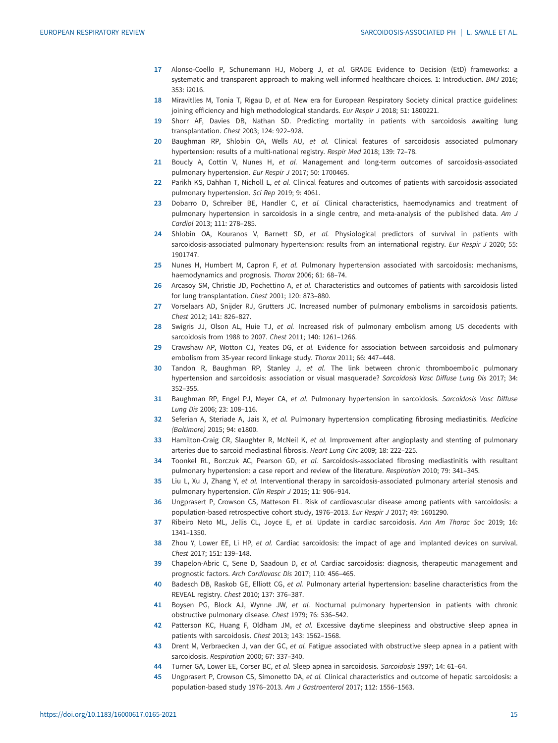17 Alonso-Coello P, Schunemann HJ, Moberg J, *et al.* GRADE Evidence to Decision (EtD) frameworks: a systematic and transparent approach to making well informed healthcare choices. 1: Introduction. *BMJ* 2016; 353: i2016.

18 Miravitlles M, Tonia T, Rigau D, *et al.* New era for European Respiratory Society clinical practice guidelines: joining efficiency and high methodological standards. *Eur Respir J* 2018; 51: 1800221.

19 Shorr AF, Davies DB, Nathan SD. Predicting mortality in patients with sarcoidosis awaiting lung transplantation. *Chest* 2003; 124: 922–928.

20 Baughman RP, Shlobin OA, Wells AU, *et al.* Clinical features of sarcoidosis associated pulmonary hypertension: results of a multi-national registry. *Respir Med* 2018; 139: 72–78.

21 Boucly A, Cottin V, Nunes H, *et al.* Management and long-term outcomes of sarcoidosis-associated pulmonary hypertension. *Eur Respir J* 2017; 50: 1700465.

22 Parikh KS, Dahhan T, Nicholl L, *et al.* Clinical features and outcomes of patients with sarcoidosis-associated pulmonary hypertension. *Sci Rep* 2019; 9: 4061.

23 Dobarro D, Schreiber BE, Handler C, *et al.* Clinical characteristics, haemodynamics and treatment of pulmonary hypertension in sarcoidosis in a single centre, and meta-analysis of the published data. *Am J Cardiol* 2013; 111: 278–285.

24 Shlobin OA, Kouranos V, Barnett SD, *et al.* Physiological predictors of survival in patients with sarcoidosis-associated pulmonary hypertension: results from an international registry. *Eur Respir J* 2020; 55: 1901747.

25 Nunes H, Humbert M, Capron F, *et al.* Pulmonary hypertension associated with sarcoidosis: mechanisms, haemodynamics and prognosis. *Thorax* 2006; 61: 68–74.

26 Arcasoy SM, Christie JD, Pochettino A, *et al.* Characteristics and outcomes of patients with sarcoidosis listed for lung transplantation. *Chest* 2001; 120: 873–880.

27 Vorselaars AD, Snijder RJ, Grutters JC. Increased number of pulmonary embolisms in sarcoidosis patients. *Chest* 2012; 141: 826–827.

28 Swigris JJ, Olson AL, Huie TJ, *et al.* Increased risk of pulmonary embolism among US decedents with sarcoidosis from 1988 to 2007. *Chest* 2011; 140: 1261–1266.

29 Crawshaw AP, Wotton CJ, Yeates DG, *et al.* Evidence for association between sarcoidosis and pulmonary embolism from 35-year record linkage study. *Thorax* 2011; 66: 447–448.

30 Tandon R, Baughman RP, Stanley J, *et al.* The link between chronic thromboembolic pulmonary hypertension and sarcoidosis: association or visual masquerade? *Sarcoidosis Vasc Diffuse Lung Dis* 2017; 34: 352–355.

31 Baughman RP, Engel PJ, Meyer CA, *et al.* Pulmonary hypertension in sarcoidosis. *Sarcoidosis Vasc Diffuse Lung Dis* 2006; 23: 108–116.

32 Seferian A, Steriade A, Jais X, *et al.* Pulmonary hypertension complicating fibrosing mediastinitis. *Medicine (Baltimore)* 2015; 94: e1800.

33 Hamilton-Craig CR, Slaughter R, McNeil K, *et al.* Improvement after angioplasty and stenting of pulmonary arteries due to sarcoid mediastinal fibrosis. *Heart Lung Circ* 2009; 18: 222–225.

34 Toonkel RL, Borczuk AC, Pearson GD, *et al.* Sarcoidosis-associated fibrosing mediastinitis with resultant pulmonary hypertension: a case report and review of the literature. *Respiration* 2010; 79: 341–345.

35 Liu L, Xu J, Zhang Y, *et al.* Interventional therapy in sarcoidosis-associated pulmonary arterial stenosis and pulmonary hypertension. *Clin Respir J* 2015; 11: 906–914.

36 Ungprasert P, Crowson CS, Matteson EL. Risk of cardiovascular disease among patients with sarcoidosis: a population-based retrospective cohort study, 1976–2013. *Eur Respir J* 2017; 49: 1601290.

37 Ribeiro Neto ML, Jellis CL, Joyce E, *et al.* Update in cardiac sarcoidosis. *Ann Am Thorac Soc* 2019; 16: 1341–1350.

38 Zhou Y, Lower EE, Li HP, *et al.* Cardiac sarcoidosis: the impact of age and implanted devices on survival. *Chest* 2017; 151: 139–148.

39 Chapelon-Abric C, Sene D, Saadoun D, *et al.* Cardiac sarcoidosis: diagnosis, therapeutic management and prognostic factors. *Arch Cardiovasc Dis* 2017; 110: 456–465.

40 Badesch DB, Raskob GE, Elliott CG, *et al.* Pulmonary arterial hypertension: baseline characteristics from the REVEAL registry. *Chest* 2010; 137: 376–387.

41 Boysen PG, Block AJ, Wynne JW, *et al.* Nocturnal pulmonary hypertension in patients with chronic obstructive pulmonary disease. *Chest* 1979; 76: 536–542.

42 Patterson KC, Huang F, Oldham JM, *et al.* Excessive daytime sleepiness and obstructive sleep apnea in patients with sarcoidosis. *Chest* 2013; 143: 1562–1568.

43 Drent M, Verbraecken J, van der GC, *et al.* Fatigue associated with obstructive sleep apnea in a patient with sarcoidosis. *Respiration* 2000; 67: 337–340.

44 Turner GA, Lower EE, Corser BC, *et al.* Sleep apnea in sarcoidosis. *Sarcoidosis* 1997; 14: 61–64.

45 Ungprasert P, Crowson CS, Simonetto DA, *et al.* Clinical characteristics and outcome of hepatic sarcoidosis: a population-based study 1976–2013. *Am J Gastroenterol* 2017; 112: 1556–1563.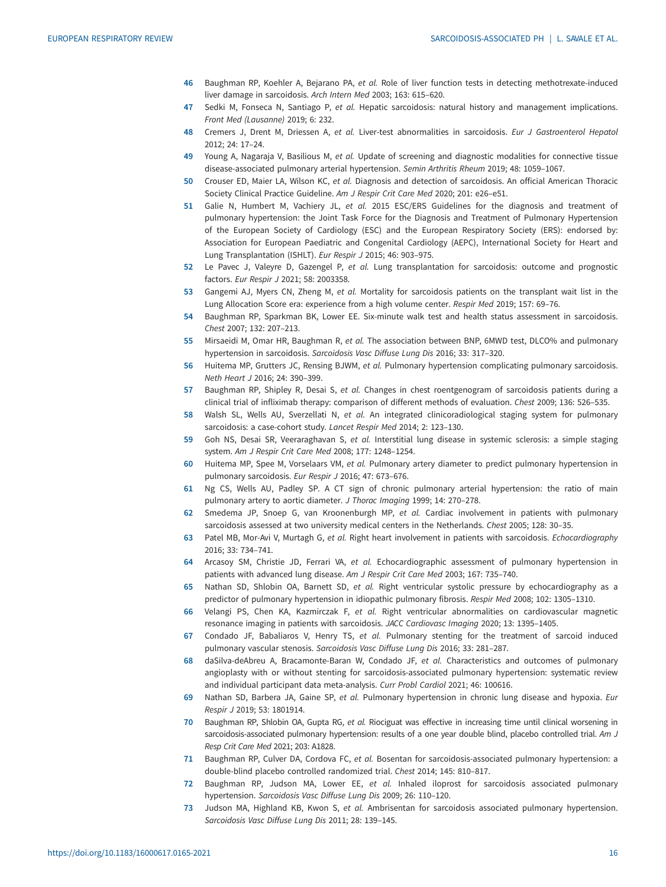46 Baughman RP, Koehler A, Bejarano PA, *et al.* Role of liver function tests in detecting methotrexate-induced liver damage in sarcoidosis. *Arch Intern Med* 2003; 163: 615–620.

47 Sedki M, Fonseca N, Santiago P, *et al.* Hepatic sarcoidosis: natural history and management implications. *Front Med (Lausanne)* 2019; 6: 232.

48 Cremers J, Drent M, Driessen A, *et al.* Liver-test abnormalities in sarcoidosis. *Eur J Gastroenterol Hepatol* 2012; 24: 17–24.

49 Young A, Nagaraja V, Basilious M, *et al.* Update of screening and diagnostic modalities for connective tissue disease-associated pulmonary arterial hypertension. *Semin Arthritis Rheum* 2019; 48: 1059–1067.

50 Crouser ED, Maier LA, Wilson KC, *et al.* Diagnosis and detection of sarcoidosis. An official American Thoracic Society Clinical Practice Guideline. *Am J Respir Crit Care Med* 2020; 201: e26–e51.

51 Galie N, Humbert M, Vachiery JL, *et al.* 2015 ESC/ERS Guidelines for the diagnosis and treatment of pulmonary hypertension: the Joint Task Force for the Diagnosis and Treatment of Pulmonary Hypertension of the European Society of Cardiology (ESC) and the European Respiratory Society (ERS): endorsed by: Association for European Paediatric and Congenital Cardiology (AEPC), International Society for Heart and Lung Transplantation (ISHLT). *Eur Respir J* 2015; 46: 903–975.

52 Le Pavec J, Valeyre D, Gazengel P, *et al.* Lung transplantation for sarcoidosis: outcome and prognostic factors. *Eur Respir J* 2021; 58: 2003358.

53 Gangemi AJ, Myers CN, Zheng M, *et al.* Mortality for sarcoidosis patients on the transplant wait list in the Lung Allocation Score era: experience from a high volume center. *Respir Med* 2019; 157: 69–76.

54 Baughman RP, Sparkman BK, Lower EE. Six-minute walk test and health status assessment in sarcoidosis. *Chest* 2007; 132: 207–213.

55 Mirsaeidi M, Omar HR, Baughman R, *et al.* The association between BNP, 6MWD test, DLCO% and pulmonary hypertension in sarcoidosis. *Sarcoidosis Vasc Diffuse Lung Dis* 2016; 33: 317–320.

56 Huitema MP, Grutters JC, Rensing BJWM, *et al.* Pulmonary hypertension complicating pulmonary sarcoidosis. *Neth Heart J* 2016; 24: 390–399.

57 Baughman RP, Shipley R, Desai S, *et al.* Changes in chest roentgenogram of sarcoidosis patients during a clinical trial of infliximab therapy: comparison of different methods of evaluation. *Chest* 2009; 136: 526–535.

58 Walsh SL, Wells AU, Sverzellati N, *et al.* An integrated clinicoradiological staging system for pulmonary sarcoidosis: a case-cohort study. *Lancet Respir Med* 2014; 2: 123–130.

59 Goh NS, Desai SR, Veeraraghavan S, *et al.* Interstitial lung disease in systemic sclerosis: a simple staging system. *Am J Respir Crit Care Med* 2008; 177: 1248–1254.

60 Huitema MP, Spee M, Vorselaars VM, *et al.* Pulmonary artery diameter to predict pulmonary hypertension in pulmonary sarcoidosis. *Eur Respir J* 2016; 47: 673–676.

61 Ng CS, Wells AU, Padley SP. A CT sign of chronic pulmonary arterial hypertension: the ratio of main pulmonary artery to aortic diameter. *J Thorac Imaging* 1999; 14: 270–278.

62 Smedema JP, Snoep G, van Kroonenburgh MP, *et al.* Cardiac involvement in patients with pulmonary sarcoidosis assessed at two university medical centers in the Netherlands. *Chest* 2005; 128: 30–35.

63 Patel MB, Mor-Avi V, Murtagh G, *et al.* Right heart involvement in patients with sarcoidosis. *Echocardiography* 2016; 33: 734–741.

64 Arcasoy SM, Christie JD, Ferrari VA, *et al.* Echocardiographic assessment of pulmonary hypertension in patients with advanced lung disease. *Am J Respir Crit Care Med* 2003; 167: 735–740.

65 Nathan SD, Shlobin OA, Barnett SD, *et al.* Right ventricular systolic pressure by echocardiography as a predictor of pulmonary hypertension in idiopathic pulmonary fibrosis. *Respir Med* 2008; 102: 1305–1310.

66 Velangi PS, Chen KA, Kazmirczak F, *et al.* Right ventricular abnormalities on cardiovascular magnetic resonance imaging in patients with sarcoidosis. *JACC Cardiovasc Imaging* 2020; 13: 1395–1405.

67 Condado JF, Babaliaros V, Henry TS, *et al.* Pulmonary stenting for the treatment of sarcoid induced pulmonary vascular stenosis. *Sarcoidosis Vasc Diffuse Lung Dis* 2016; 33: 281–287.

68 daSilva-deAbreu A, Bracamonte-Baran W, Condado JF, *et al.* Characteristics and outcomes of pulmonary angioplasty with or without stenting for sarcoidosis-associated pulmonary hypertension: systematic review and individual participant data meta-analysis. *Curr Probl Cardiol* 2021; 46: 100616.

69 Nathan SD, Barbera JA, Gaine SP, *et al.* Pulmonary hypertension in chronic lung disease and hypoxia. *Eur Respir J* 2019; 53: 1801914.

70 Baughman RP, Shlobin OA, Gupta RG, *et al.* Riociguat was effective in increasing time until clinical worsening in sarcoidosis-associated pulmonary hypertension: results of a one year double blind, placebo controlled trial. *Am J Resp Crit Care Med* 2021; 203: A1828.

71 Baughman RP, Culver DA, Cordova FC, *et al.* Bosentan for sarcoidosis-associated pulmonary hypertension: a double-blind placebo controlled randomized trial. *Chest* 2014; 145: 810–817.

72 Baughman RP, Judson MA, Lower EE, *et al.* Inhaled iloprost for sarcoidosis associated pulmonary hypertension. *Sarcoidosis Vasc Diffuse Lung Dis* 2009; 26: 110–120.

73 Judson MA, Highland KB, Kwon S, *et al.* Ambrisentan for sarcoidosis associated pulmonary hypertension. *Sarcoidosis Vasc Diffuse Lung Dis* 2011; 28: 139–145.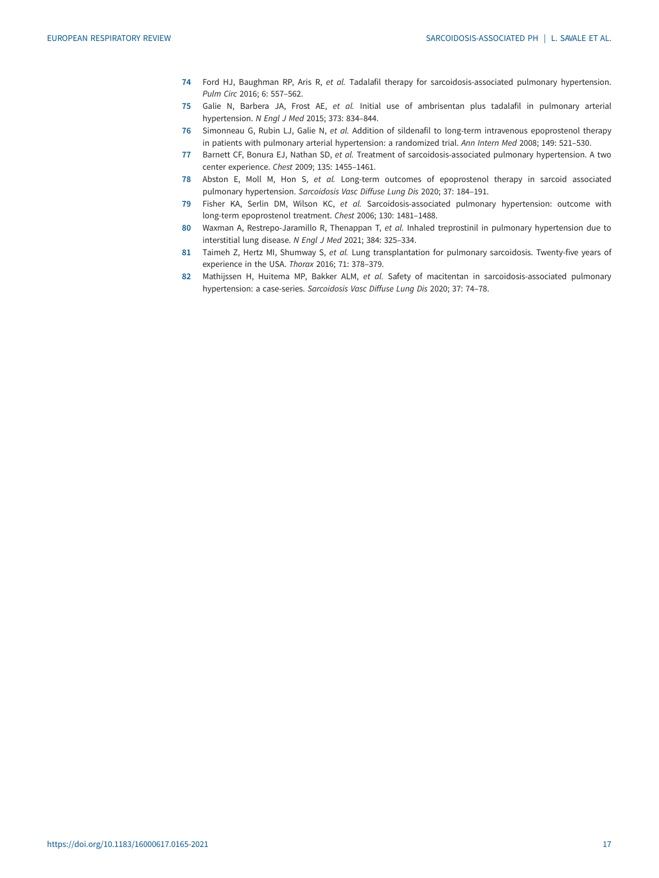74 Ford HJ, Baughman RP, Aris R, *et al.* Tadalafil therapy for sarcoidosis-associated pulmonary hypertension. *Pulm Circ* 2016; 6: 557–562.

75 Galie N, Barbera JA, Frost AE, *et al.* Initial use of ambrisentan plus tadalafil in pulmonary arterial hypertension. *N Engl J Med* 2015; 373: 834–844.

76 Simonneau G, Rubin LJ, Galie N, *et al.* Addition of sildenafil to long-term intravenous epoprostenol therapy in patients with pulmonary arterial hypertension: a randomized trial. *Ann Intern Med* 2008; 149: 521–530.

77 Barnett CF, Bonura EJ, Nathan SD, *et al.* Treatment of sarcoidosis-associated pulmonary hypertension. A two center experience. *Chest* 2009; 135: 1455–1461.

78 Abston E, Moll M, Hon S, *et al.* Long-term outcomes of epoprostenol therapy in sarcoid associated pulmonary hypertension. *Sarcoidosis Vasc Diffuse Lung Dis* 2020; 37: 184–191.

79 Fisher KA, Serlin DM, Wilson KC, *et al.* Sarcoidosis-associated pulmonary hypertension: outcome with long-term epoprostenol treatment. *Chest* 2006; 130: 1481–1488.

80 Waxman A, Restrepo-Jaramillo R, Thenappan T, *et al.* Inhaled treprostinil in pulmonary hypertension due to interstitial lung disease. *N Engl J Med* 2021; 384: 325–334.

81 Taimeh Z, Hertz MI, Shumway S, *et al.* Lung transplantation for pulmonary sarcoidosis. Twenty-five years of experience in the USA. *Thorax* 2016; 71: 378–379.

82 Mathijssen H, Huitema MP, Bakker ALM, *et al.* Safety of macitentan in sarcoidosis-associated pulmonary hypertension: a case-series. *Sarcoidosis Vasc Diffuse Lung Dis* 2020; 37: 74–78.